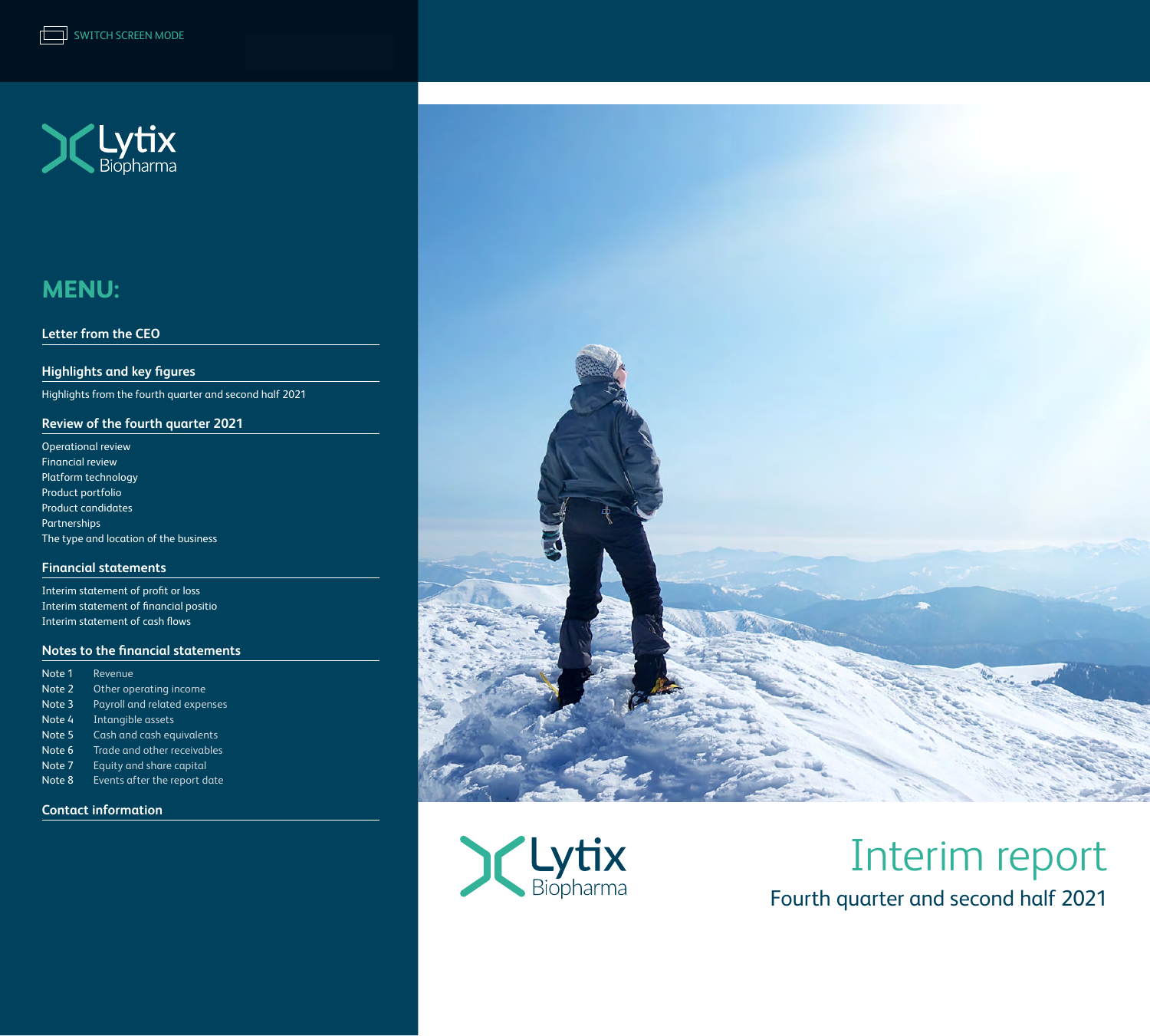SWITCH SCREEN MODE

Lytix Biopharma

## MENU:

### Letter from the CEO

### Highlights and key figures

Highlights from the fourth quarter and second half 2021

### Review of the fourth quarter 2021

Operational review
Financial review
Platform technology
Product portfolio
Product candidates
Partnerships
The type and location of the business

### Financial statements

Interim statement of profit or loss
Interim statement of financial positio
Interim statement of cash flows

### Notes to the financial statements

| | |
|---|---|
| Note 1 | Revenue |
| Note 2 | Other operating income |
| Note 3 | Payroll and related expenses |
| Note 4 | Intangible assets |
| Note 5 | Cash and cash equivalents |
| Note 6 | Trade and other receivables |
| Note 7 | Equity and share capital |
| Note 8 | Events after the report date |

### Contact information

Lytix Biopharma

# Interim report

## Fourth quarter and second half 2021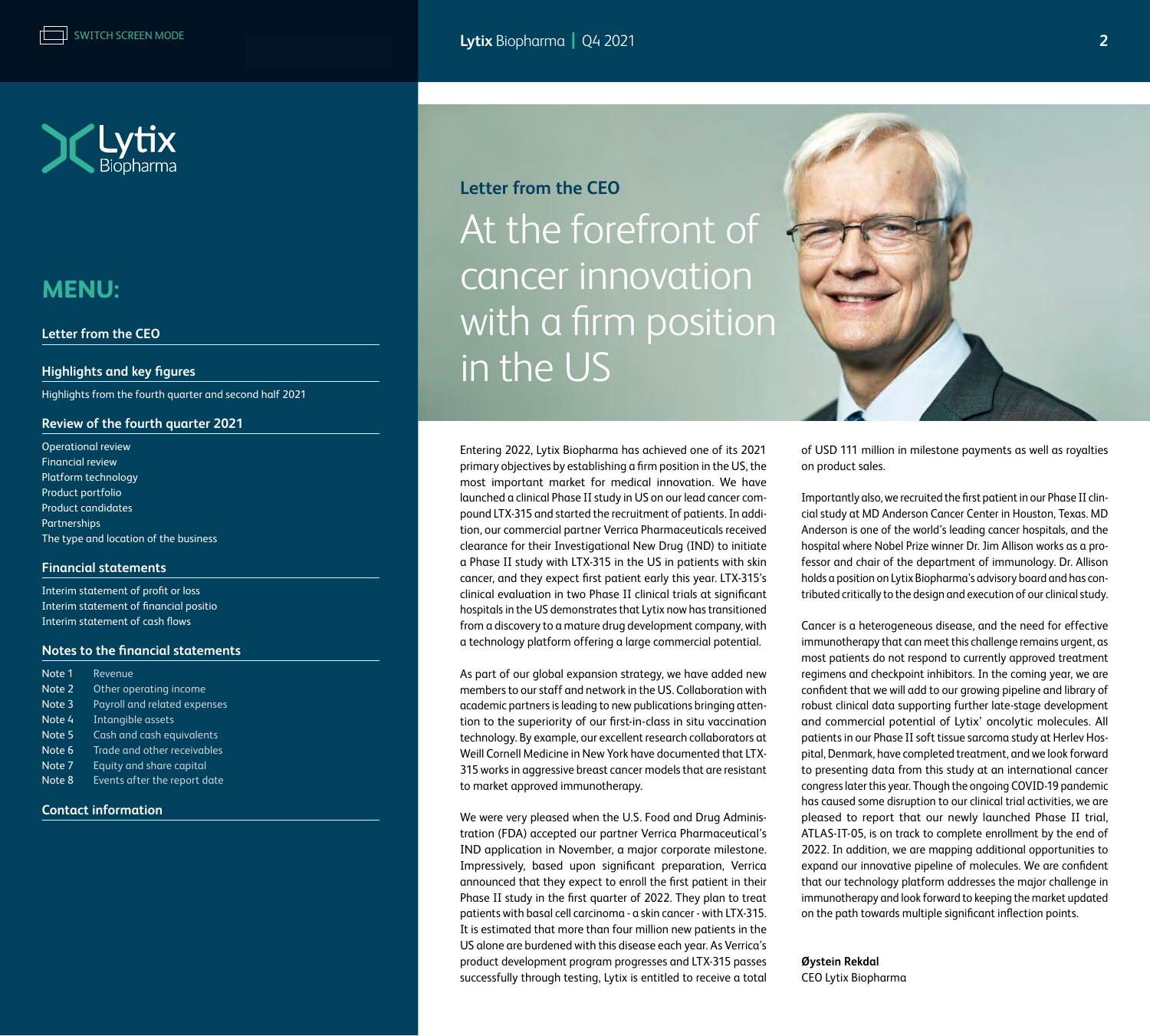SWITCH SCREEN MODE

# MENU:

**Letter from the CEO**

**Highlights and key figures**

Highlights from the fourth quarter and second half 2021

**Review of the fourth quarter 2021**

Operational review
Financial review
Platform technology
Product portfolio
Product candidates
Partnerships
The type and location of the business

**Financial statements**

Interim statement of profit or loss
Interim statement of financial positio
Interim statement of cash flows

**Notes to the financial statements**

Note 1 Revenue
Note 2 Other operating income
Note 3 Payroll and related expenses
Note 4 Intangible assets
Note 5 Cash and cash equivalents
Note 6 Trade and other receivables
Note 7 Equity and share capital
Note 8 Events after the report date

**Contact information**

## Letter from the CEO

# At the forefront of cancer innovation with a firm position in the US

Entering 2022, Lytix Biopharma has achieved one of its 2021 primary objectives by establishing a firm position in the US, the most important market for medical innovation. We have launched a clinical Phase II study in US on our lead cancer compound LTX-315 and started the recruitment of patients. In addition, our commercial partner Verrica Pharmaceuticals received clearance for their Investigational New Drug (IND) to initiate a Phase II study with LTX-315 in the US in patients with skin cancer, and they expect first patient early this year. LTX-315's clinical evaluation in two Phase II clinical trials at significant hospitals in the US demonstrates that Lytix now has transitioned from a discovery to a mature drug development company, with a technology platform offering a large commercial potential.

As part of our global expansion strategy, we have added new members to our staff and network in the US. Collaboration with academic partners is leading to new publications bringing attention to the superiority of our first-in-class in situ vaccination technology. By example, our excellent research collaborators at Weill Cornell Medicine in New York have documented that LTX-315 works in aggressive breast cancer models that are resistant to market approved immunotherapy.

We were very pleased when the U.S. Food and Drug Administration (FDA) accepted our partner Verrica Pharmaceutical's IND application in November, a major corporate milestone. Impressively, based upon significant preparation, Verrica announced that they expect to enroll the first patient in their Phase II study in the first quarter of 2022. They plan to treat patients with basal cell carcinoma - a skin cancer - with LTX-315. It is estimated that more than four million new patients in the US alone are burdened with this disease each year. As Verrica's product development program progresses and LTX-315 passes successfully through testing, Lytix is entitled to receive a total of USD 111 million in milestone payments as well as royalties on product sales.

Importantly also, we recruited the first patient in our Phase II clinical study at MD Anderson Cancer Center in Houston, Texas. MD Anderson is one of the world's leading cancer hospitals, and the hospital where Nobel Prize winner Dr. Jim Allison works as a professor and chair of the department of immunology. Dr. Allison holds a position on Lytix Biopharma's advisory board and has contributed critically to the design and execution of our clinical study.

Cancer is a heterogeneous disease, and the need for effective immunotherapy that can meet this challenge remains urgent, as most patients do not respond to currently approved treatment regimens and checkpoint inhibitors. In the coming year, we are confident that we will add to our growing pipeline and library of robust clinical data supporting further late-stage development and commercial potential of Lytix' oncolytic molecules. All patients in our Phase II soft tissue sarcoma study at Herlev Hospital, Denmark, have completed treatment, and we look forward to presenting data from this study at an international cancer congress later this year. Though the ongoing COVID-19 pandemic has caused some disruption to our clinical trial activities, we are pleased to report that our newly launched Phase II trial, ATLAS-IT-05, is on track to complete enrollment by the end of 2022. In addition, we are mapping additional opportunities to expand our innovative pipeline of molecules. We are confident that our technology platform addresses the major challenge in immunotherapy and look forward to keeping the market updated on the path towards multiple significant inflection points.

**Øystein Rekdal**
CEO Lytix Biopharma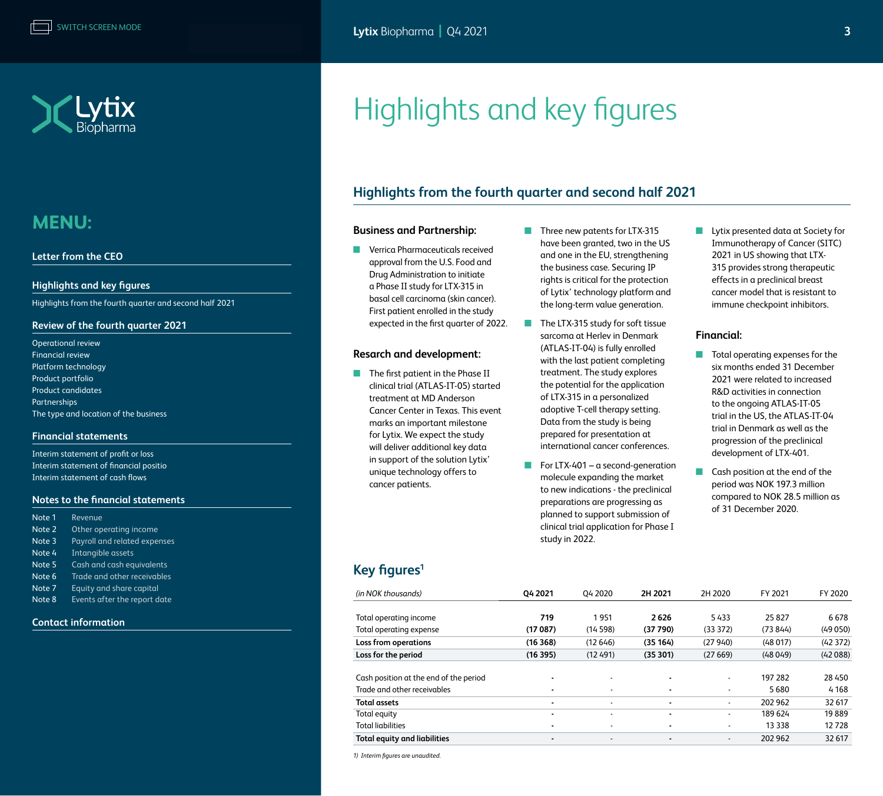# Highlights and key figures

## Highlights from the fourth quarter and second half 2021

### Business and Partnership:

- Verrica Pharmaceuticals received approval from the U.S. Food and Drug Administration to initiate a Phase II study for LTX-315 in basal cell carcinoma (skin cancer). First patient enrolled in the study expected in the first quarter of 2022.

### Resarch and development:

- The first patient in the Phase II clinical trial (ATLAS-IT-05) started treatment at MD Anderson Cancer Center in Texas. This event marks an important milestone for Lytix. We expect the study will deliver additional key data in support of the solution Lytix' unique technology offers to cancer patients.
- Three new patents for LTX-315 have been granted, two in the US and one in the EU, strengthening the business case. Securing IP rights is critical for the protection of Lytix' technology platform and the long-term value generation.
- The LTX-315 study for soft tissue sarcoma at Herlev in Denmark (ATLAS-IT-04) is fully enrolled with the last patient completing treatment. The study explores the potential for the application of LTX-315 in a personalized adoptive T-cell therapy setting. Data from the study is being prepared for presentation at international cancer conferences.
- For LTX-401 – a second-generation molecule expanding the market to new indications - the preclinical preparations are progressing as planned to support submission of clinical trial application for Phase I study in 2022.
- Lytix presented data at Society for Immunotherapy of Cancer (SITC) 2021 in US showing that LTX-315 provides strong therapeutic effects in a preclinical breast cancer model that is resistant to immune checkpoint inhibitors.

### Financial:

- Total operating expenses for the six months ended 31 December 2021 were related to increased R&D activities in connection to the ongoing ATLAS-IT-05 trial in the US, the ATLAS-IT-04 trial in Denmark as well as the progression of the preclinical development of LTX-401.
- Cash position at the end of the period was NOK 197.3 million compared to NOK 28.5 million as of 31 December 2020.

## Key figures[1]

| *(in NOK thousands)* | **Q4 2021** | Q4 2020 | **2H 2021** | 2H 2020 | FY 2021 | FY 2020 |
|---|---|---|---|---|---|---|
| Total operating income | **719** | 1 951 | **2 626** | 5 433 | 25 827 | 6 678 |
| Total operating expense | **(17 087)** | (14 598) | **(37 790)** | (33 372) | (73 844) | (49 050) |
| **Loss from operations** | **(16 368)** | (12 646) | **(35 164)** | (27 940) | (48 017) | (42 372) |
| **Loss for the period** | **(16 395)** | (12 491) | **(35 301)** | (27 669) | (48 049) | (42 088) |
| | | | | | | |
| Cash position at the end of the period | **-** | - | **-** | - | 197 282 | 28 450 |
| Trade and other receivables | **-** | - | **-** | - | 5 680 | 4 168 |
| **Total assets** | **-** | - | **-** | - | 202 962 | 32 617 |
| Total equity | **-** | - | **-** | - | 189 624 | 19 889 |
| Total liabilities | **-** | - | **-** | - | 13 338 | 12 728 |
| **Total equity and liabilities** | **-** | - | **-** | - | 202 962 | 32 617 |

*1) Interim figures are unaudited.*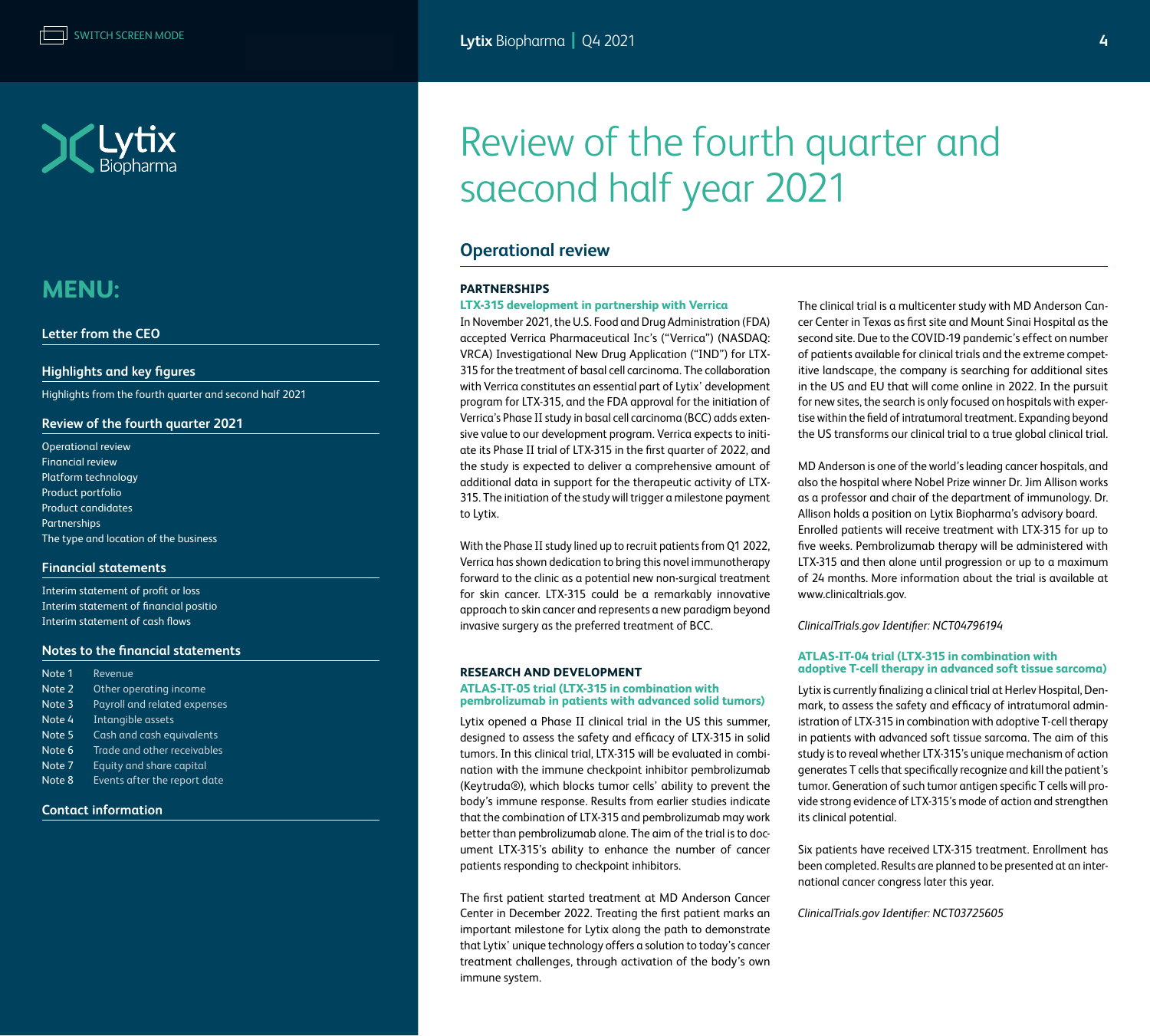# Review of the fourth quarter and saecond half year 2021

## Operational review

### PARTNERSHIPS

#### LTX-315 development in partnership with Verrica

In November 2021, the U.S. Food and Drug Administration (FDA) accepted Verrica Pharmaceutical Inc's ("Verrica") (NASDAQ: VRCA) Investigational New Drug Application ("IND") for LTX-315 for the treatment of basal cell carcinoma. The collaboration with Verrica constitutes an essential part of Lytix' development program for LTX-315, and the FDA approval for the initiation of Verrica's Phase II study in basal cell carcinoma (BCC) adds extensive value to our development program. Verrica expects to initiate its Phase II trial of LTX-315 in the first quarter of 2022, and the study is expected to deliver a comprehensive amount of additional data in support for the therapeutic activity of LTX-315. The initiation of the study will trigger a milestone payment to Lytix.

With the Phase II study lined up to recruit patients from Q1 2022, Verrica has shown dedication to bring this novel immunotherapy forward to the clinic as a potential new non-surgical treatment for skin cancer. LTX-315 could be a remarkably innovative approach to skin cancer and represents a new paradigm beyond invasive surgery as the preferred treatment of BCC.

### RESEARCH AND DEVELOPMENT

#### ATLAS-IT-05 trial (LTX-315 in combination with pembrolizumab in patients with advanced solid tumors)

Lytix opened a Phase II clinical trial in the US this summer, designed to assess the safety and efficacy of LTX-315 in solid tumors. In this clinical trial, LTX-315 will be evaluated in combination with the immune checkpoint inhibitor pembrolizumab (Keytruda®), which blocks tumor cells' ability to prevent the body's immune response. Results from earlier studies indicate that the combination of LTX-315 and pembrolizumab may work better than pembrolizumab alone. The aim of the trial is to document LTX-315's ability to enhance the number of cancer patients responding to checkpoint inhibitors.

The first patient started treatment at MD Anderson Cancer Center in December 2022. Treating the first patient marks an important milestone for Lytix along the path to demonstrate that Lytix' unique technology offers a solution to today's cancer treatment challenges, through activation of the body's own immune system.

The clinical trial is a multicenter study with MD Anderson Cancer Center in Texas as first site and Mount Sinai Hospital as the second site. Due to the COVID-19 pandemic's effect on number of patients available for clinical trials and the extreme competitive landscape, the company is searching for additional sites in the US and EU that will come online in 2022. In the pursuit for new sites, the search is only focused on hospitals with expertise within the field of intratumoral treatment. Expanding beyond the US transforms our clinical trial to a true global clinical trial.

MD Anderson is one of the world's leading cancer hospitals, and also the hospital where Nobel Prize winner Dr. Jim Allison works as a professor and chair of the department of immunology. Dr. Allison holds a position on Lytix Biopharma's advisory board. Enrolled patients will receive treatment with LTX-315 for up to five weeks. Pembrolizumab therapy will be administered with LTX-315 and then alone until progression or up to a maximum of 24 months. More information about the trial is available at www.clinicaltrials.gov.

*ClinicalTrials.gov Identifier: NCT04796194*

#### ATLAS-IT-04 trial (LTX-315 in combination with adoptive T-cell therapy in advanced soft tissue sarcoma)

Lytix is currently finalizing a clinical trial at Herlev Hospital, Denmark, to assess the safety and efficacy of intratumoral administration of LTX-315 in combination with adoptive T-cell therapy in patients with advanced soft tissue sarcoma. The aim of this study is to reveal whether LTX-315's unique mechanism of action generates T cells that specifically recognize and kill the patient's tumor. Generation of such tumor antigen specific T cells will provide strong evidence of LTX-315's mode of action and strengthen its clinical potential.

Six patients have received LTX-315 treatment. Enrollment has been completed. Results are planned to be presented at an international cancer congress later this year.

*ClinicalTrials.gov Identifier: NCT03725605*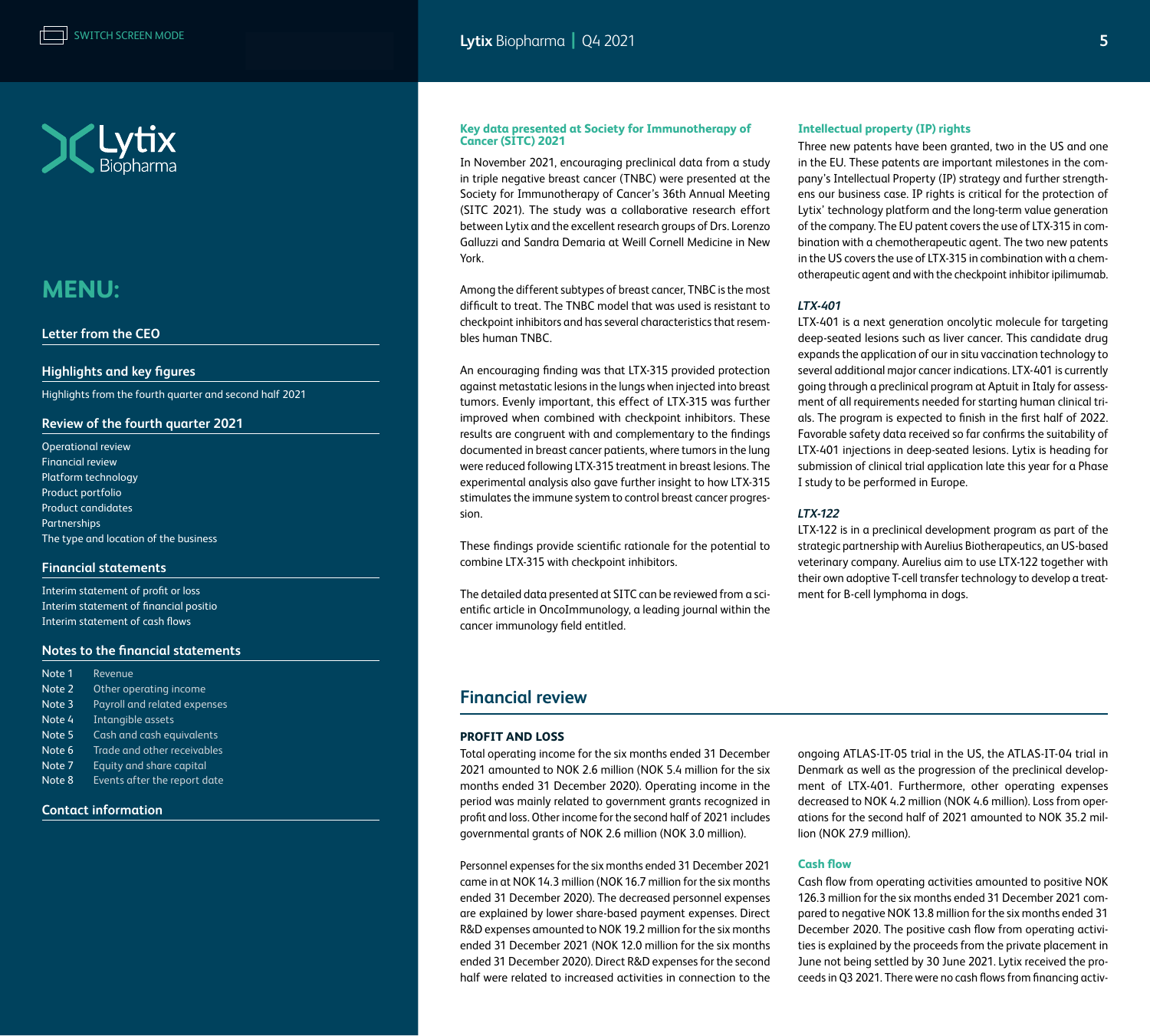### Key data presented at Society for Immunotherapy of Cancer (SITC) 2021

In November 2021, encouraging preclinical data from a study in triple negative breast cancer (TNBC) were presented at the Society for Immunotherapy of Cancer's 36th Annual Meeting (SITC 2021). The study was a collaborative research effort between Lytix and the excellent research groups of Drs. Lorenzo Galluzzi and Sandra Demaria at Weill Cornell Medicine in New York.

Among the different subtypes of breast cancer, TNBC is the most difficult to treat. The TNBC model that was used is resistant to checkpoint inhibitors and has several characteristics that resembles human TNBC.

An encouraging finding was that LTX-315 provided protection against metastatic lesions in the lungs when injected into breast tumors. Evenly important, this effect of LTX-315 was further improved when combined with checkpoint inhibitors. These results are congruent with and complementary to the findings documented in breast cancer patients, where tumors in the lung were reduced following LTX-315 treatment in breast lesions. The experimental analysis also gave further insight to how LTX-315 stimulates the immune system to control breast cancer progression.

These findings provide scientific rationale for the potential to combine LTX-315 with checkpoint inhibitors.

The detailed data presented at SITC can be reviewed from a scientific article in OncoImmunology, a leading journal within the cancer immunology field entitled.

### Intellectual property (IP) rights

Three new patents have been granted, two in the US and one in the EU. These patents are important milestones in the company's Intellectual Property (IP) strategy and further strengthens our business case. IP rights is critical for the protection of Lytix' technology platform and the long-term value generation of the company. The EU patent covers the use of LTX-315 in combination with a chemotherapeutic agent. The two new patents in the US covers the use of LTX-315 in combination with a chemotherapeutic agent and with the checkpoint inhibitor ipilimumab.

### *LTX-401*

LTX-401 is a next generation oncolytic molecule for targeting deep-seated lesions such as liver cancer. This candidate drug expands the application of our in situ vaccination technology to several additional major cancer indications. LTX-401 is currently going through a preclinical program at Aptuit in Italy for assessment of all requirements needed for starting human clinical trials. The program is expected to finish in the first half of 2022. Favorable safety data received so far confirms the suitability of LTX-401 injections in deep-seated lesions. Lytix is heading for submission of clinical trial application late this year for a Phase I study to be performed in Europe.

### *LTX-122*

LTX-122 is in a preclinical development program as part of the strategic partnership with Aurelius Biotherapeutics, an US-based veterinary company. Aurelius aim to use LTX-122 together with their own adoptive T-cell transfer technology to develop a treatment for B-cell lymphoma in dogs.

## Financial review

### PROFIT AND LOSS

Total operating income for the six months ended 31 December 2021 amounted to NOK 2.6 million (NOK 5.4 million for the six months ended 31 December 2020). Operating income in the period was mainly related to government grants recognized in profit and loss. Other income for the second half of 2021 includes governmental grants of NOK 2.6 million (NOK 3.0 million).

Personnel expenses for the six months ended 31 December 2021 came in at NOK 14.3 million (NOK 16.7 million for the six months ended 31 December 2020). The decreased personnel expenses are explained by lower share-based payment expenses. Direct R&D expenses amounted to NOK 19.2 million for the six months ended 31 December 2021 (NOK 12.0 million for the six months ended 31 December 2020). Direct R&D expenses for the second half were related to increased activities in connection to the ongoing ATLAS-IT-05 trial in the US, the ATLAS-IT-04 trial in Denmark as well as the progression of the preclinical development of LTX-401. Furthermore, other operating expenses decreased to NOK 4.2 million (NOK 4.6 million). Loss from operations for the second half of 2021 amounted to NOK 35.2 million (NOK 27.9 million).

### Cash flow

Cash flow from operating activities amounted to positive NOK 126.3 million for the six months ended 31 December 2021 compared to negative NOK 13.8 million for the six months ended 31 December 2020. The positive cash flow from operating activities is explained by the proceeds from the private placement in June not being settled by 30 June 2021. Lytix received the proceeds in Q3 2021. There were no cash flows from financing activ-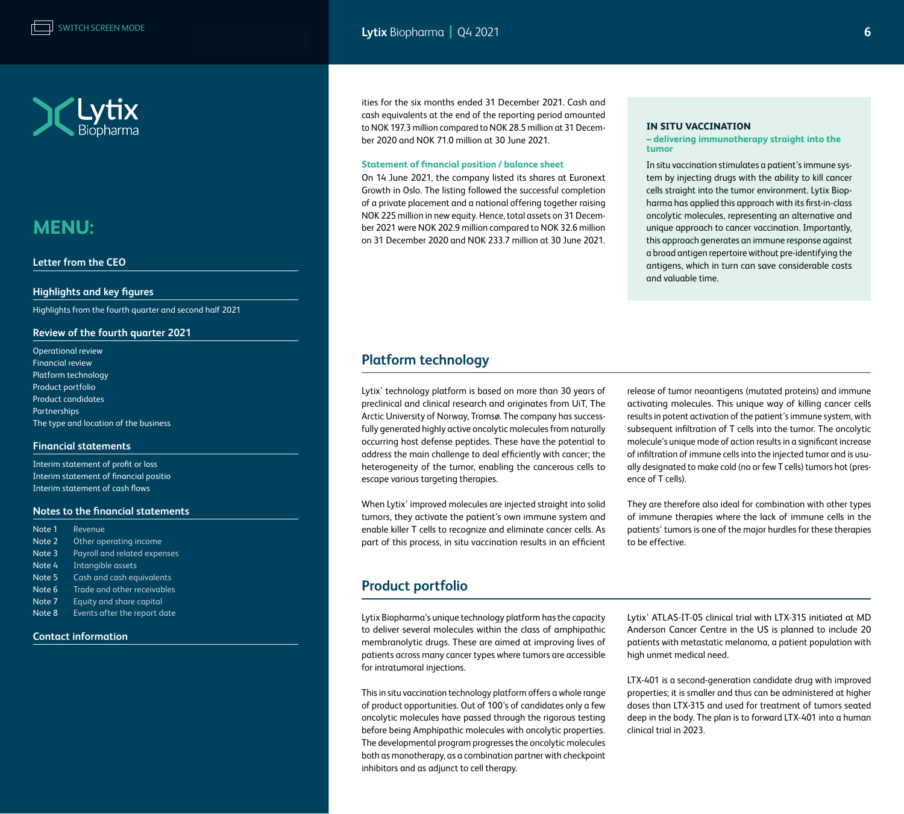ities for the six months ended 31 December 2021. Cash and cash equivalents at the end of the reporting period amounted to NOK 197.3 million compared to NOK 28.5 million at 31 December 2020 and NOK 71.0 million at 30 June 2021.

**Statement of financial position / balance sheet**

On 14 June 2021, the company listed its shares at Euronext Growth in Oslo. The listing followed the successful completion of a private placement and a national offering together raising NOK 225 million in new equity. Hence, total assets on 31 December 2021 were NOK 202.9 million compared to NOK 32.6 million on 31 December 2020 and NOK 233.7 million at 30 June 2021.

**IN SITU VACCINATION**
**– delivering immunotherapy straight into the tumor**

In situ vaccination stimulates a patient's immune system by injecting drugs with the ability to kill cancer cells straight into the tumor environment. Lytix Biopharma has applied this approach with its first-in-class oncolytic molecules, representing an alternative and unique approach to cancer vaccination. Importantly, this approach generates an immune response against a broad antigen repertoire without pre-identifying the antigens, which in turn can save considerable costs and valuable time.

## Platform technology

Lytix' technology platform is based on more than 30 years of preclinical and clinical research and originates from UiT, The Arctic University of Norway, Tromsø. The company has successfully generated highly active oncolytic molecules from naturally occurring host defense peptides. These have the potential to address the main challenge to deal efficiently with cancer; the heterogeneity of the tumor, enabling the cancerous cells to escape various targeting therapies.

When Lytix' improved molecules are injected straight into solid tumors, they activate the patient's own immune system and enable killer T cells to recognize and eliminate cancer cells. As part of this process, in situ vaccination results in an efficient release of tumor neoantigens (mutated proteins) and immune activating molecules. This unique way of killing cancer cells results in potent activation of the patient's immune system, with subsequent infiltration of T cells into the tumor. The oncolytic molecule's unique mode of action results in a significant increase of infiltration of immune cells into the injected tumor and is usually designated to make cold (no or few T cells) tumors hot (presence of T cells).

They are therefore also ideal for combination with other types of immune therapies where the lack of immune cells in the patients' tumors is one of the major hurdles for these therapies to be effective.

## Product portfolio

Lytix Biopharma's unique technology platform has the capacity to deliver several molecules within the class of amphipathic membranolytic drugs. These are aimed at improving lives of patients across many cancer types where tumors are accessible for intratumoral injections.

This in situ vaccination technology platform offers a whole range of product opportunities. Out of 100's of candidates only a few oncolytic molecules have passed through the rigorous testing before being Amphipathic molecules with oncolytic properties. The developmental program progresses the oncolytic molecules both as monotherapy, as a combination partner with checkpoint inhibitors and as adjunct to cell therapy.

Lytix' ATLAS-IT-05 clinical trial with LTX-315 initiated at MD Anderson Cancer Centre in the US is planned to include 20 patients with metastatic melanoma, a patient population with high unmet medical need.

LTX-401 is a second-generation candidate drug with improved properties; it is smaller and thus can be administered at higher doses than LTX-315 and used for treatment of tumors seated deep in the body. The plan is to forward LTX-401 into a human clinical trial in 2023.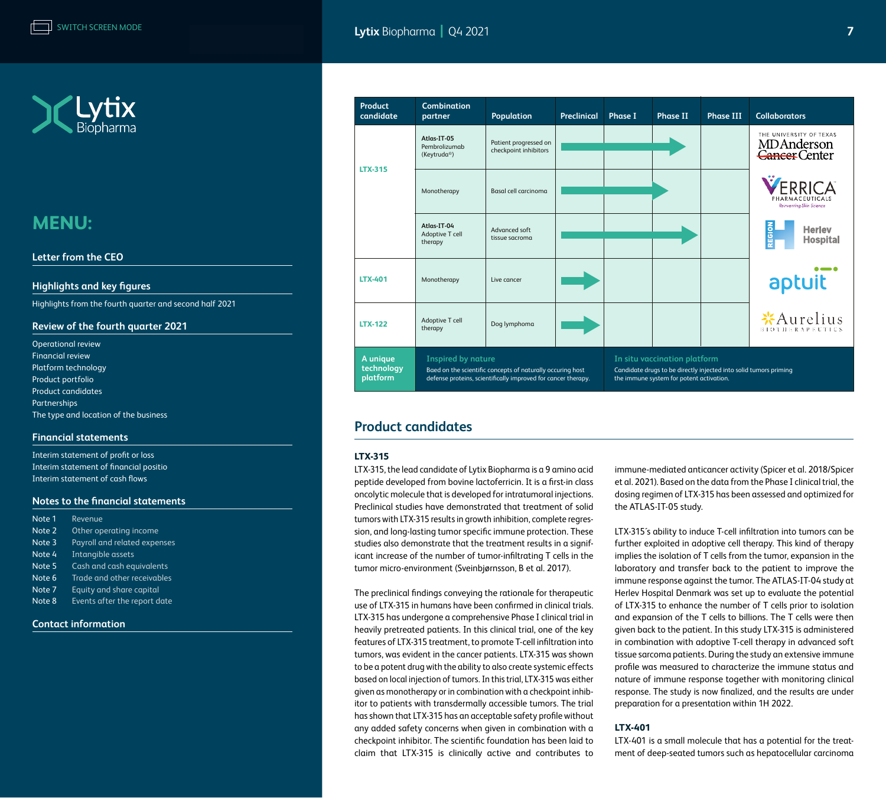| Product candidate | Combination partner | Population | Preclinical | Phase I | Phase II | Phase III | Collaborators |
|---|---|---|---|---|---|---|---|
| LTX-315 | Atlas-IT-05 Pembrolizumab (Keytruda®) | Patient progressed on checkpoint inhibitors | → | → | → | | The University of Texas MD Anderson Cancer Center |
| | Monotherapy | Basal cell carcinoma | → | → | | | Verrica Pharmaceuticals |
| | Atlas-IT-04 Adoptive T cell therapy | Advanced soft tissue sacroma | → | → | → | | Region H Herlev Hospital |
| LTX-401 | Monotherapy | Live cancer | → | | | | aptuit |
| LTX-122 | Adoptive T cell therapy | Dog lymphoma | → | | | | Aurelius Biotherapeutics |

**A unique technology platform**

**Inspired by nature**
Baed on the scientific concepts of naturally occuring host defense proteins, scientifically improved for cancer therapy.

**In situ vaccination platform**
Candidate drugs to be directly injected into solid tumors priming the immune system for potent activation.

## Product candidates

### LTX-315

LTX-315, the lead candidate of Lytix Biopharma is a 9 amino acid peptide developed from bovine lactoferricin. It is a first-in class oncolytic molecule that is developed for intratumoral injections. Preclinical studies have demonstrated that treatment of solid tumors with LTX-315 results in growth inhibition, complete regression, and long-lasting tumor specific immune protection. These studies also demonstrate that the treatment results in a significant increase of the number of tumor-infiltrating T cells in the tumor micro-environment (Sveinbjørnsson, B et al. 2017).

The preclinical findings conveying the rationale for therapeutic use of LTX-315 in humans have been confirmed in clinical trials. LTX-315 has undergone a comprehensive Phase I clinical trial in heavily pretreated patients. In this clinical trial, one of the key features of LTX-315 treatment, to promote T-cell infiltration into tumors, was evident in the cancer patients. LTX-315 was shown to be a potent drug with the ability to also create systemic effects based on local injection of tumors. In this trial, LTX-315 was either given as monotherapy or in combination with a checkpoint inhibitor to patients with transdermally accessible tumors. The trial has shown that LTX-315 has an acceptable safety profile without any added safety concerns when given in combination with a checkpoint inhibitor. The scientific foundation has been laid to claim that LTX-315 is clinically active and contributes to immune-mediated anticancer activity (Spicer et al. 2018/Spicer et al. 2021). Based on the data from the Phase I clinical trial, the dosing regimen of LTX-315 has been assessed and optimized for the ATLAS-IT-05 study.

LTX-315´s ability to induce T-cell infiltration into tumors can be further exploited in adoptive cell therapy. This kind of therapy implies the isolation of T cells from the tumor, expansion in the laboratory and transfer back to the patient to improve the immune response against the tumor. The ATLAS-IT-04 study at Herlev Hospital Denmark was set up to evaluate the potential of LTX-315 to enhance the number of T cells prior to isolation and expansion of the T cells to billions. The T cells were then given back to the patient. In this study LTX-315 is administered in combination with adoptive T-cell therapy in advanced soft tissue sarcoma patients. During the study an extensive immune profile was measured to characterize the immune status and nature of immune response together with monitoring clinical response. The study is now finalized, and the results are under preparation for a presentation within 1H 2022.

### LTX-401

LTX-401 is a small molecule that has a potential for the treatment of deep-seated tumors such as hepatocellular carcinoma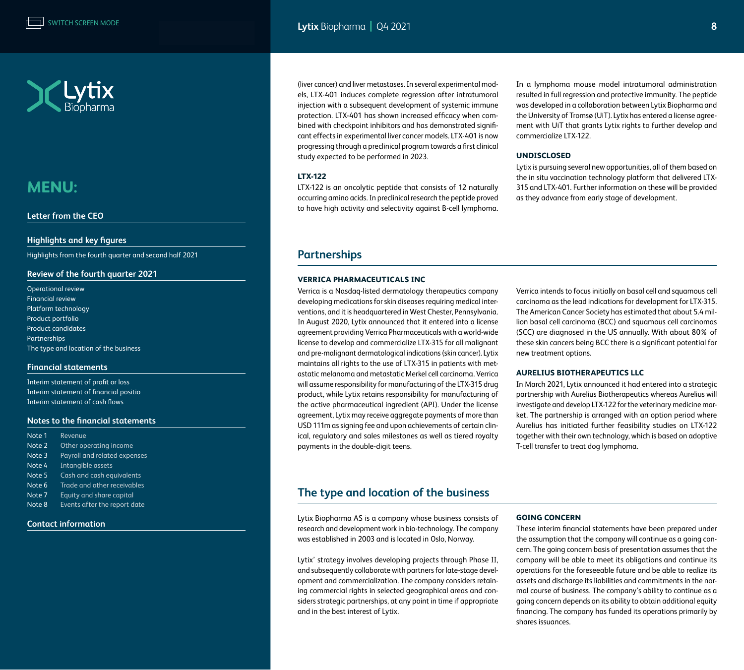(liver cancer) and liver metastases. In several experimental models, LTX-401 induces complete regression after intratumoral injection with a subsequent development of systemic immune protection. LTX-401 has shown increased efficacy when combined with checkpoint inhibitors and has demonstrated significant effects in experimental liver cancer models. LTX-401 is now progressing through a preclinical program towards a first clinical study expected to be performed in 2023.

### LTX-122

LTX-122 is an oncolytic peptide that consists of 12 naturally occurring amino acids. In preclinical research the peptide proved to have high activity and selectivity against B-cell lymphoma. In a lymphoma mouse model intratumoral administration resulted in full regression and protective immunity. The peptide was developed in a collaboration between Lytix Biopharma and the University of Tromsø (UiT). Lytix has entered a license agreement with UiT that grants Lytix rights to further develop and commercialize LTX-122.

### UNDISCLOSED

Lytix is pursuing several new opportunities, all of them based on the in situ vaccination technology platform that delivered LTX-315 and LTX-401. Further information on these will be provided as they advance from early stage of development.

## Partnerships

### VERRICA PHARMACEUTICALS INC

Verrica is a Nasdaq-listed dermatology therapeutics company developing medications for skin diseases requiring medical interventions, and it is headquartered in West Chester, Pennsylvania. In August 2020, Lytix announced that it entered into a license agreement providing Verrica Pharmaceuticals with a world-wide license to develop and commercialize LTX-315 for all malignant and pre-malignant dermatological indications (skin cancer). Lytix maintains all rights to the use of LTX-315 in patients with metastatic melanoma and metastatic Merkel cell carcinoma. Verrica will assume responsibility for manufacturing of the LTX-315 drug product, while Lytix retains responsibility for manufacturing of the active pharmaceutical ingredient (API). Under the license agreement, Lytix may receive aggregate payments of more than USD 111m as signing fee and upon achievements of certain clinical, regulatory and sales milestones as well as tiered royalty payments in the double-digit teens.

Verrica intends to focus initially on basal cell and squamous cell carcinoma as the lead indications for development for LTX-315. The American Cancer Society has estimated that about 5.4 million basal cell carcinoma (BCC) and squamous cell carcinomas (SCC) are diagnosed in the US annually. With about 80% of these skin cancers being BCC there is a significant potential for new treatment options.

### AURELIUS BIOTHERAPEUTICS LLC

In March 2021, Lytix announced it had entered into a strategic partnership with Aurelius Biotherapeutics whereas Aurelius will investigate and develop LTX-122 for the veterinary medicine market. The partnership is arranged with an option period where Aurelius has initiated further feasibility studies on LTX-122 together with their own technology, which is based on adoptive T-cell transfer to treat dog lymphoma.

## The type and location of the business

Lytix Biopharma AS is a company whose business consists of research and development work in bio-technology. The company was established in 2003 and is located in Oslo, Norway.

Lytix' strategy involves developing projects through Phase II, and subsequently collaborate with partners for late-stage development and commercialization. The company considers retaining commercial rights in selected geographical areas and considers strategic partnerships, at any point in time if appropriate and in the best interest of Lytix.

### GOING CONCERN

These interim financial statements have been prepared under the assumption that the company will continue as a going concern. The going concern basis of presentation assumes that the company will be able to meet its obligations and continue its operations for the foreseeable future and be able to realize its assets and discharge its liabilities and commitments in the normal course of business. The company's ability to continue as a going concern depends on its ability to obtain additional equity financing. The company has funded its operations primarily by shares issuances.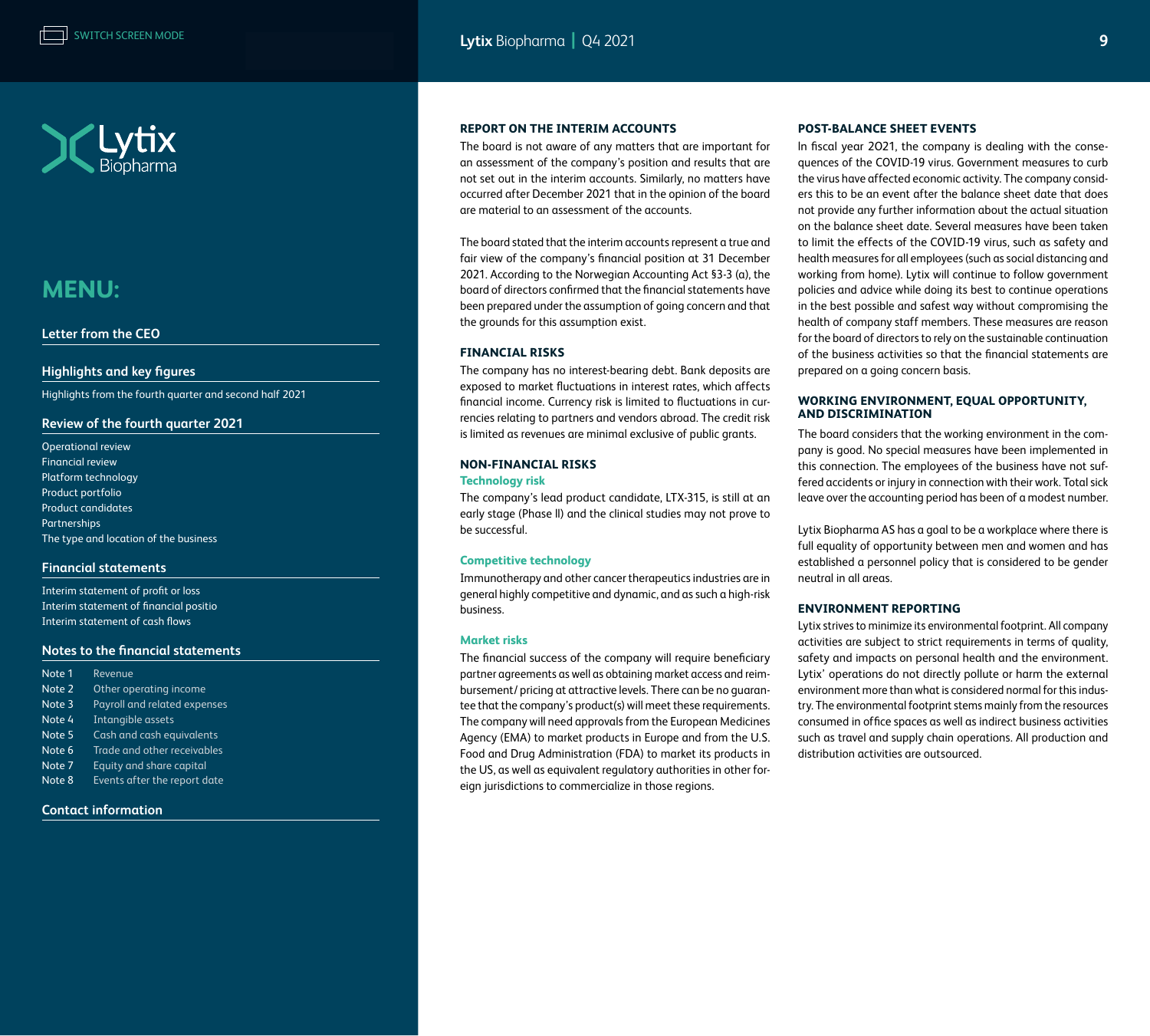## REPORT ON THE INTERIM ACCOUNTS

The board is not aware of any matters that are important for an assessment of the company's position and results that are not set out in the interim accounts. Similarly, no matters have occurred after December 2021 that in the opinion of the board are material to an assessment of the accounts.

The board stated that the interim accounts represent a true and fair view of the company's financial position at 31 December 2021. According to the Norwegian Accounting Act §3-3 (a), the board of directors confirmed that the financial statements have been prepared under the assumption of going concern and that the grounds for this assumption exist.

## FINANCIAL RISKS

The company has no interest-bearing debt. Bank deposits are exposed to market fluctuations in interest rates, which affects financial income. Currency risk is limited to fluctuations in currencies relating to partners and vendors abroad. The credit risk is limited as revenues are minimal exclusive of public grants.

## NON-FINANCIAL RISKS

### Technology risk

The company's lead product candidate, LTX-315, is still at an early stage (Phase II) and the clinical studies may not prove to be successful.

### Competitive technology

Immunotherapy and other cancer therapeutics industries are in general highly competitive and dynamic, and as such a high-risk business.

### Market risks

The financial success of the company will require beneficiary partner agreements as well as obtaining market access and reimbursement/ pricing at attractive levels. There can be no guarantee that the company's product(s) will meet these requirements. The company will need approvals from the European Medicines Agency (EMA) to market products in Europe and from the U.S. Food and Drug Administration (FDA) to market its products in the US, as well as equivalent regulatory authorities in other foreign jurisdictions to commercialize in those regions.

## POST-BALANCE SHEET EVENTS

In fiscal year 2021, the company is dealing with the consequences of the COVID-19 virus. Government measures to curb the virus have affected economic activity. The company considers this to be an event after the balance sheet date that does not provide any further information about the actual situation on the balance sheet date. Several measures have been taken to limit the effects of the COVID-19 virus, such as safety and health measures for all employees (such as social distancing and working from home). Lytix will continue to follow government policies and advice while doing its best to continue operations in the best possible and safest way without compromising the health of company staff members. These measures are reason for the board of directors to rely on the sustainable continuation of the business activities so that the financial statements are prepared on a going concern basis.

## WORKING ENVIRONMENT, EQUAL OPPORTUNITY, AND DISCRIMINATION

The board considers that the working environment in the company is good. No special measures have been implemented in this connection. The employees of the business have not suffered accidents or injury in connection with their work. Total sick leave over the accounting period has been of a modest number.

Lytix Biopharma AS has a goal to be a workplace where there is full equality of opportunity between men and women and has established a personnel policy that is considered to be gender neutral in all areas.

## ENVIRONMENT REPORTING

Lytix strives to minimize its environmental footprint. All company activities are subject to strict requirements in terms of quality, safety and impacts on personal health and the environment. Lytix' operations do not directly pollute or harm the external environment more than what is considered normal for this industry. The environmental footprint stems mainly from the resources consumed in office spaces as well as indirect business activities such as travel and supply chain operations. All production and distribution activities are outsourced.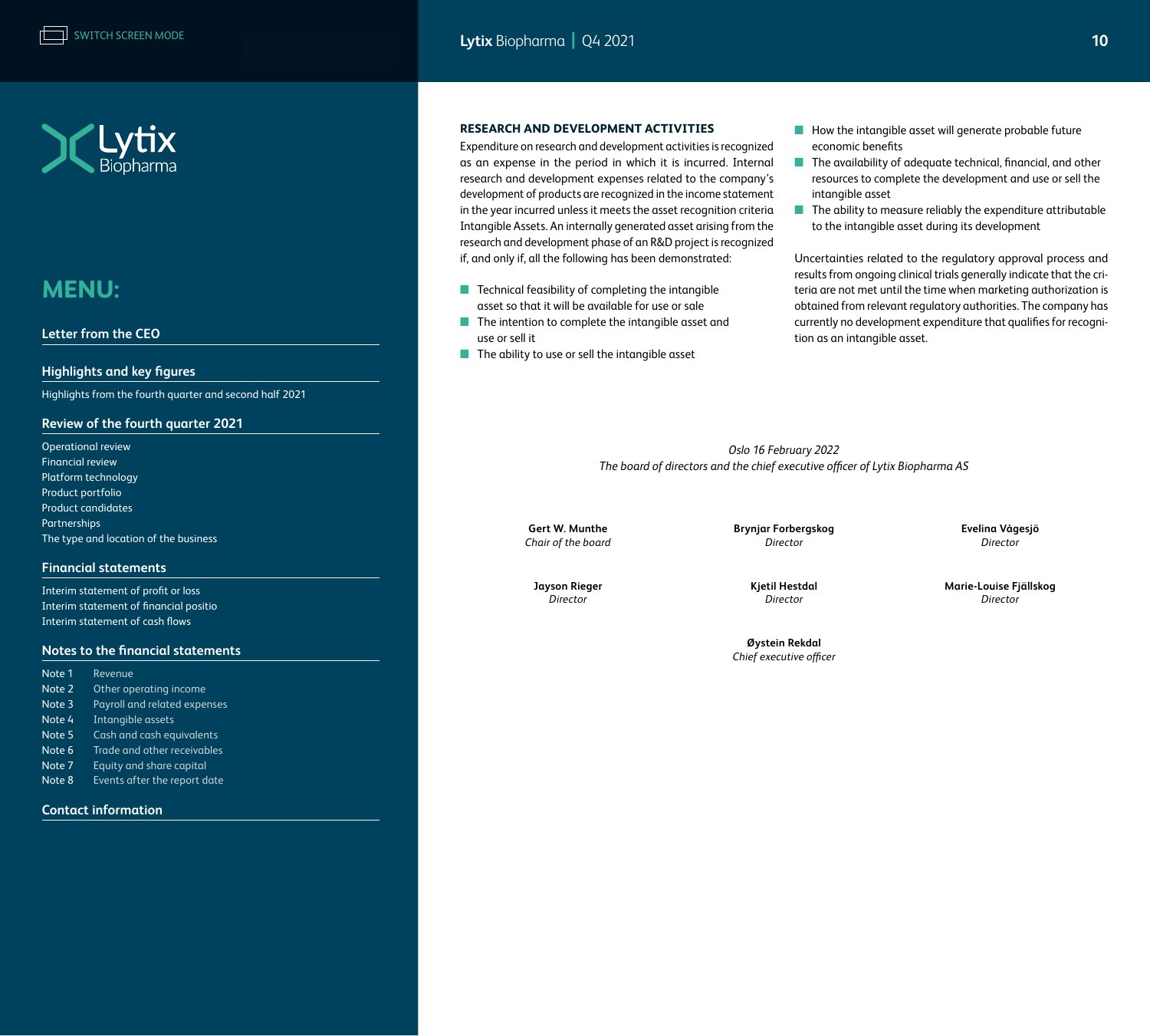### RESEARCH AND DEVELOPMENT ACTIVITIES

Expenditure on research and development activities is recognized as an expense in the period in which it is incurred. Internal research and development expenses related to the company's development of products are recognized in the income statement in the year incurred unless it meets the asset recognition criteria Intangible Assets. An internally generated asset arising from the research and development phase of an R&D project is recognized if, and only if, all the following has been demonstrated:

- Technical feasibility of completing the intangible asset so that it will be available for use or sale
- The intention to complete the intangible asset and use or sell it
- The ability to use or sell the intangible asset
- How the intangible asset will generate probable future economic benefits
- The availability of adequate technical, financial, and other resources to complete the development and use or sell the intangible asset
- The ability to measure reliably the expenditure attributable to the intangible asset during its development

Uncertainties related to the regulatory approval process and results from ongoing clinical trials generally indicate that the criteria are not met until the time when marketing authorization is obtained from relevant regulatory authorities. The company has currently no development expenditure that qualifies for recognition as an intangible asset.

*Oslo 16 February 2022*
*The board of directors and the chief executive officer of Lytix Biopharma AS*

**Gert W. Munthe**
*Chair of the board*

**Brynjar Forbergskog**
*Director*

**Evelina Vågesjö**
*Director*

**Jayson Rieger**
*Director*

**Kjetil Hestdal**
*Director*

**Marie-Louise Fjällskog**
*Director*

**Øystein Rekdal**
*Chief executive officer*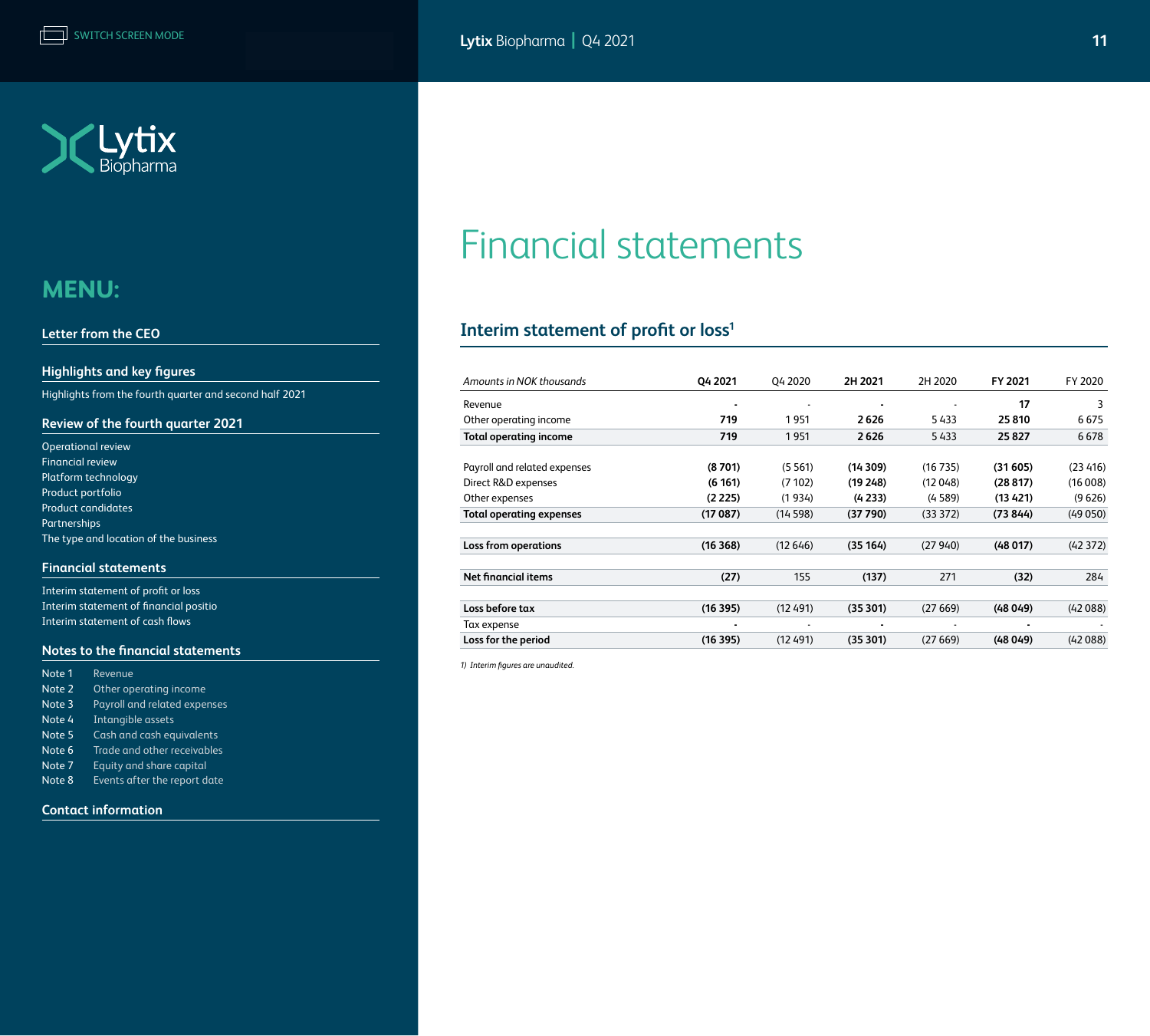# Financial statements

## Interim statement of profit or loss[1]

| *Amounts in NOK thousands* | Q4 2021 | Q4 2020 | 2H 2021 | 2H 2020 | FY 2021 | FY 2020 |
|---|---|---|---|---|---|---|
| Revenue | - | - | - | - | 17 | 3 |
| Other operating income | 719 | 1 951 | 2 626 | 5 433 | 25 810 | 6 675 |
| **Total operating income** | **719** | **1 951** | **2 626** | **5 433** | **25 827** | **6 678** |
| | | | | | | |
| Payroll and related expenses | (8 701) | (5 561) | (14 309) | (16 735) | (31 605) | (23 416) |
| Direct R&D expenses | (6 161) | (7 102) | (19 248) | (12 048) | (28 817) | (16 008) |
| Other expenses | (2 225) | (1 934) | (4 233) | (4 589) | (13 421) | (9 626) |
| **Total operating expenses** | **(17 087)** | **(14 598)** | **(37 790)** | **(33 372)** | **(73 844)** | **(49 050)** |
| | | | | | | |
| **Loss from operations** | **(16 368)** | **(12 646)** | **(35 164)** | **(27 940)** | **(48 017)** | **(42 372)** |
| | | | | | | |
| **Net financial items** | **(27)** | **155** | **(137)** | **271** | **(32)** | **284** |
| | | | | | | |
| **Loss before tax** | **(16 395)** | **(12 491)** | **(35 301)** | **(27 669)** | **(48 049)** | **(42 088)** |
| Tax expense | - | - | - | - | - | - |
| **Loss for the period** | **(16 395)** | **(12 491)** | **(35 301)** | **(27 669)** | **(48 049)** | **(42 088)** |

*1) Interim figures are unaudited.*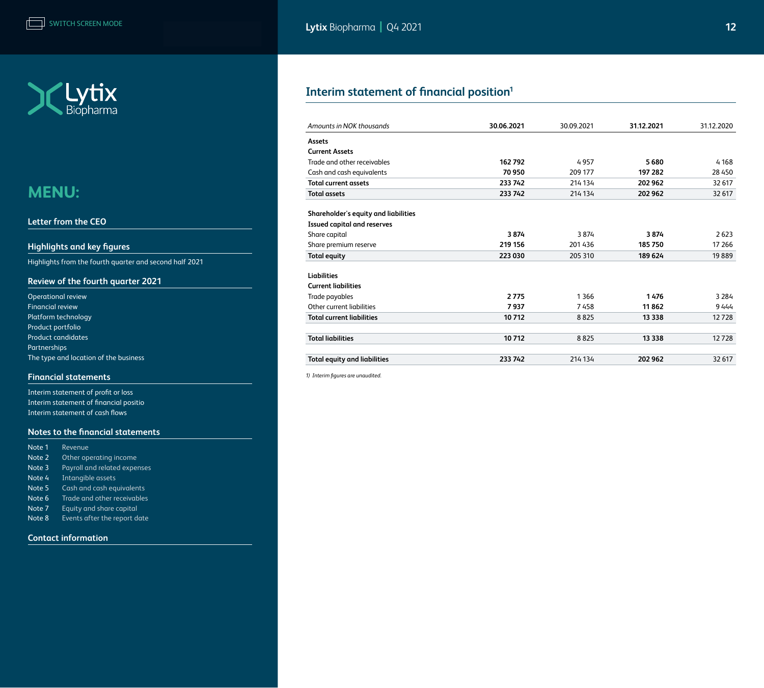## Interim statement of financial position[1]

| *Amounts in NOK thousands* | **30.06.2021** | 30.09.2021 | **31.12.2021** | 31.12.2020 |
|---|---|---|---|---|
| **Assets** | | | | |
| **Current Assets** | | | | |
| Trade and other receivables | **162 792** | 4 957 | **5 680** | 4 168 |
| Cash and cash equivalents | **70 950** | 209 177 | **197 282** | 28 450 |
| **Total current assets** | **233 742** | 214 134 | **202 962** | 32 617 |
| **Total assets** | **233 742** | 214 134 | **202 962** | 32 617 |
| | | | | |
| **Shareholder's equity and liabilities** | | | | |
| **Issued capital and reserves** | | | | |
| Share capital | **3 874** | 3 874 | **3 874** | 2 623 |
| Share premium reserve | **219 156** | 201 436 | **185 750** | 17 266 |
| **Total equity** | **223 030** | 205 310 | **189 624** | 19 889 |
| | | | | |
| **Liabilities** | | | | |
| **Current liabilities** | | | | |
| Trade payables | **2 775** | 1 366 | **1 476** | 3 284 |
| Other current liabilities | **7 937** | 7 458 | **11 862** | 9 444 |
| **Total current liabilities** | **10 712** | 8 825 | **13 338** | 12 728 |
| | | | | |
| **Total liabilities** | **10 712** | 8 825 | **13 338** | 12 728 |
| | | | | |
| **Total equity and liabilities** | **233 742** | 214 134 | **202 962** | 32 617 |

*1) Interim figures are unaudited.*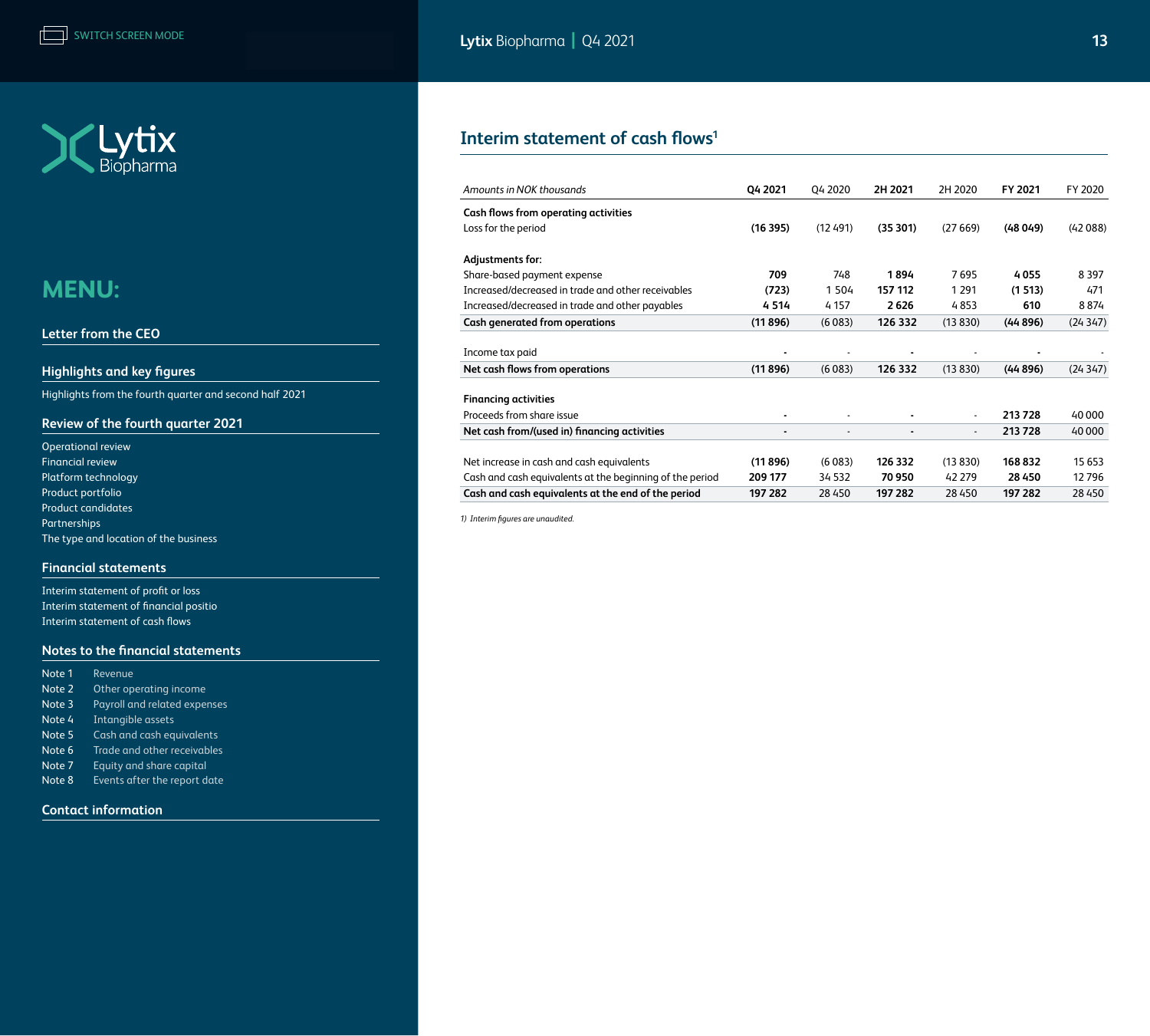## Interim statement of cash flows[1]

| *Amounts in NOK thousands* | **Q4 2021** | Q4 2020 | **2H 2021** | 2H 2020 | **FY 2021** | FY 2020 |
|---|---|---|---|---|---|---|
| **Cash flows from operating activities** | | | | | | |
| Loss for the period | **(16 395)** | (12 491) | **(35 301)** | (27 669) | **(48 049)** | (42 088) |
| | | | | | | |
| **Adjustments for:** | | | | | | |
| Share-based payment expense | **709** | 748 | **1 894** | 7 695 | **4 055** | 8 397 |
| Increased/decreased in trade and other receivables | **(723)** | 1 504 | **157 112** | 1 291 | **(1 513)** | 471 |
| Increased/decreased in trade and other payables | **4 514** | 4 157 | **2 626** | 4 853 | **610** | 8 874 |
| **Cash generated from operations** | **(11 896)** | (6 083) | **126 332** | (13 830) | **(44 896)** | (24 347) |
| | | | | | | |
| Income tax paid | **-** | - | **-** | - | **-** | - |
| **Net cash flows from operations** | **(11 896)** | (6 083) | **126 332** | (13 830) | **(44 896)** | (24 347) |
| | | | | | | |
| **Financing activities** | | | | | | |
| Proceeds from share issue | **-** | - | **-** | - | **213 728** | 40 000 |
| **Net cash from/(used in) financing activities** | **-** | - | **-** | - | **213 728** | 40 000 |
| | | | | | | |
| Net increase in cash and cash equivalents | **(11 896)** | (6 083) | **126 332** | (13 830) | **168 832** | 15 653 |
| Cash and cash equivalents at the beginning of the period | **209 177** | 34 532 | **70 950** | 42 279 | **28 450** | 12 796 |
| **Cash and cash equivalents at the end of the period** | **197 282** | 28 450 | **197 282** | 28 450 | **197 282** | 28 450 |

*1) Interim figures are unaudited.*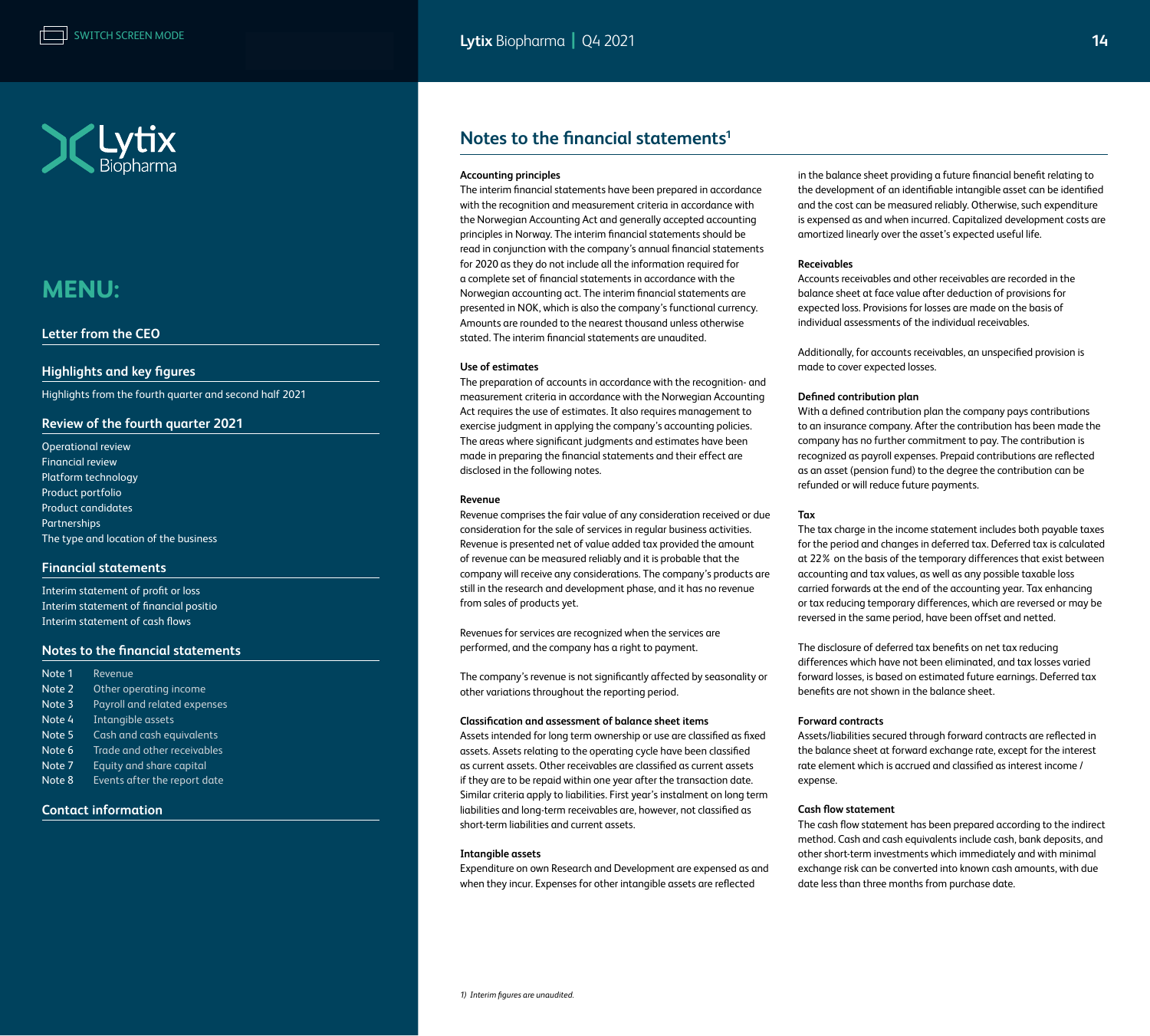## Notes to the financial statements[1]

### Accounting principles

The interim financial statements have been prepared in accordance with the recognition and measurement criteria in accordance with the Norwegian Accounting Act and generally accepted accounting principles in Norway. The interim financial statements should be read in conjunction with the company's annual financial statements for 2020 as they do not include all the information required for a complete set of financial statements in accordance with the Norwegian accounting act. The interim financial statements are presented in NOK, which is also the company's functional currency. Amounts are rounded to the nearest thousand unless otherwise stated. The interim financial statements are unaudited.

### Use of estimates

The preparation of accounts in accordance with the recognition- and measurement criteria in accordance with the Norwegian Accounting Act requires the use of estimates. It also requires management to exercise judgment in applying the company's accounting policies. The areas where significant judgments and estimates have been made in preparing the financial statements and their effect are disclosed in the following notes.

### Revenue

Revenue comprises the fair value of any consideration received or due consideration for the sale of services in regular business activities. Revenue is presented net of value added tax provided the amount of revenue can be measured reliably and it is probable that the company will receive any considerations. The company's products are still in the research and development phase, and it has no revenue from sales of products yet.

Revenues for services are recognized when the services are performed, and the company has a right to payment.

The company's revenue is not significantly affected by seasonality or other variations throughout the reporting period.

### Classification and assessment of balance sheet items

Assets intended for long term ownership or use are classified as fixed assets. Assets relating to the operating cycle have been classified as current assets. Other receivables are classified as current assets if they are to be repaid within one year after the transaction date. Similar criteria apply to liabilities. First year's instalment on long term liabilities and long-term receivables are, however, not classified as short-term liabilities and current assets.

### Intangible assets

Expenditure on own Research and Development are expensed as and when they incur. Expenses for other intangible assets are reflected in the balance sheet providing a future financial benefit relating to the development of an identifiable intangible asset can be identified and the cost can be measured reliably. Otherwise, such expenditure is expensed as and when incurred. Capitalized development costs are amortized linearly over the asset's expected useful life.

### Receivables

Accounts receivables and other receivables are recorded in the balance sheet at face value after deduction of provisions for expected loss. Provisions for losses are made on the basis of individual assessments of the individual receivables.

Additionally, for accounts receivables, an unspecified provision is made to cover expected losses.

### Defined contribution plan

With a defined contribution plan the company pays contributions to an insurance company. After the contribution has been made the company has no further commitment to pay. The contribution is recognized as payroll expenses. Prepaid contributions are reflected as an asset (pension fund) to the degree the contribution can be refunded or will reduce future payments.

### Tax

The tax charge in the income statement includes both payable taxes for the period and changes in deferred tax. Deferred tax is calculated at 22% on the basis of the temporary differences that exist between accounting and tax values, as well as any possible taxable loss carried forwards at the end of the accounting year. Tax enhancing or tax reducing temporary differences, which are reversed or may be reversed in the same period, have been offset and netted.

The disclosure of deferred tax benefits on net tax reducing differences which have not been eliminated, and tax losses varied forward losses, is based on estimated future earnings. Deferred tax benefits are not shown in the balance sheet.

### Forward contracts

Assets/liabilities secured through forward contracts are reflected in the balance sheet at forward exchange rate, except for the interest rate element which is accrued and classified as interest income / expense.

### Cash flow statement

The cash flow statement has been prepared according to the indirect method. Cash and cash equivalents include cash, bank deposits, and other short-term investments which immediately and with minimal exchange risk can be converted into known cash amounts, with due date less than three months from purchase date.

*1) Interim figures are unaudited.*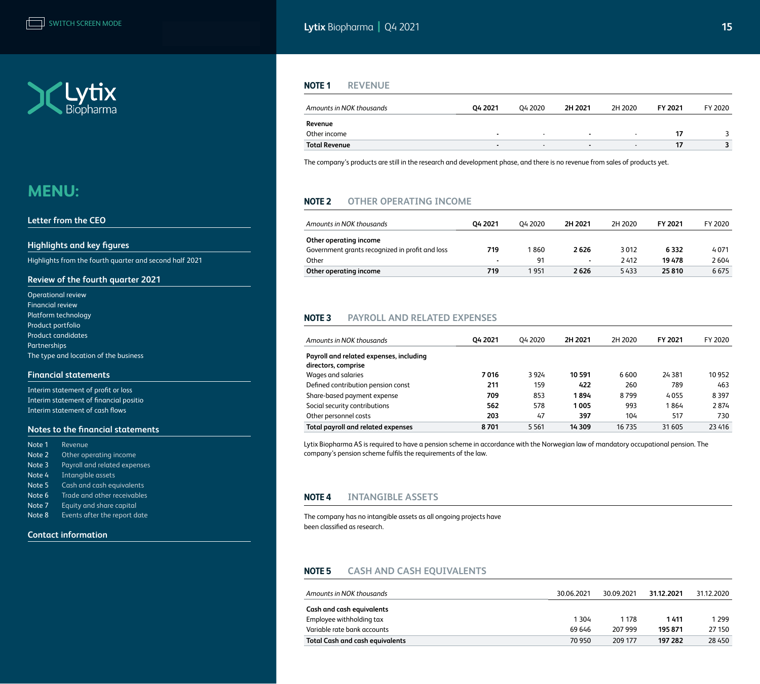## NOTE 1 REVENUE

| *Amounts in NOK thousands* | Q4 2021 | Q4 2020 | 2H 2021 | 2H 2020 | FY 2021 | FY 2020 |
|---|---|---|---|---|---|---|
| **Revenue** | | | | | | |
| Other income | - | - | - | - | **17** | 3 |
| **Total Revenue** | **-** | **-** | **-** | **-** | **17** | **3** |

The company's products are still in the research and development phase, and there is no revenue from sales of products yet.

## NOTE 2 OTHER OPERATING INCOME

| *Amounts in NOK thousands* | Q4 2021 | Q4 2020 | 2H 2021 | 2H 2020 | FY 2021 | FY 2020 |
|---|---|---|---|---|---|---|
| **Other operating income** | | | | | | |
| Government grants recognized in profit and loss | **719** | 1 860 | **2 626** | 3 012 | **6 332** | 4 071 |
| Other | **-** | 91 | **-** | 2 412 | **19 478** | 2 604 |
| **Other operating income** | **719** | 1 951 | **2 626** | 5 433 | **25 810** | 6 675 |

## NOTE 3 PAYROLL AND RELATED EXPENSES

| *Amounts in NOK thousands* | Q4 2021 | Q4 2020 | 2H 2021 | 2H 2020 | FY 2021 | FY 2020 |
|---|---|---|---|---|---|---|
| **Payroll and related expenses, including directors, comprise** | | | | | | |
| Wages and salaries | **7 016** | 3 924 | **10 591** | 6 600 | 24 381 | 10 952 |
| Defined contribution pension const | **211** | 159 | **422** | 260 | 789 | 463 |
| Share-based payment expense | **709** | 853 | **1 894** | 8 799 | 4 055 | 8 397 |
| Social security contributions | **562** | 578 | **1 005** | 993 | 1 864 | 2 874 |
| Other personnel costs | **203** | 47 | **397** | 104 | 517 | 730 |
| **Total payroll and related expenses** | **8 701** | 5 561 | **14 309** | 16 735 | 31 605 | 23 416 |

Lytix Biopharma AS is required to have a pension scheme in accordance with the Norwegian law of mandatory occupational pension. The company's pension scheme fulfils the requirements of the law.

## NOTE 4 INTANGIBLE ASSETS

The company has no intangible assets as all ongoing projects have been classified as research.

## NOTE 5 CASH AND CASH EQUIVALENTS

| *Amounts in NOK thousands* | 30.06.2021 | 30.09.2021 | 31.12.2021 | 31.12.2020 |
|---|---|---|---|---|
| **Cash and cash equivalents** | | | | |
| Employee withholding tax | 1 304 | 1 178 | **1 411** | 1 299 |
| Variable rate bank accounts | 69 646 | 207 999 | **195 871** | 27 150 |
| **Total Cash and cash equivalents** | 70 950 | 209 177 | **197 282** | 28 450 |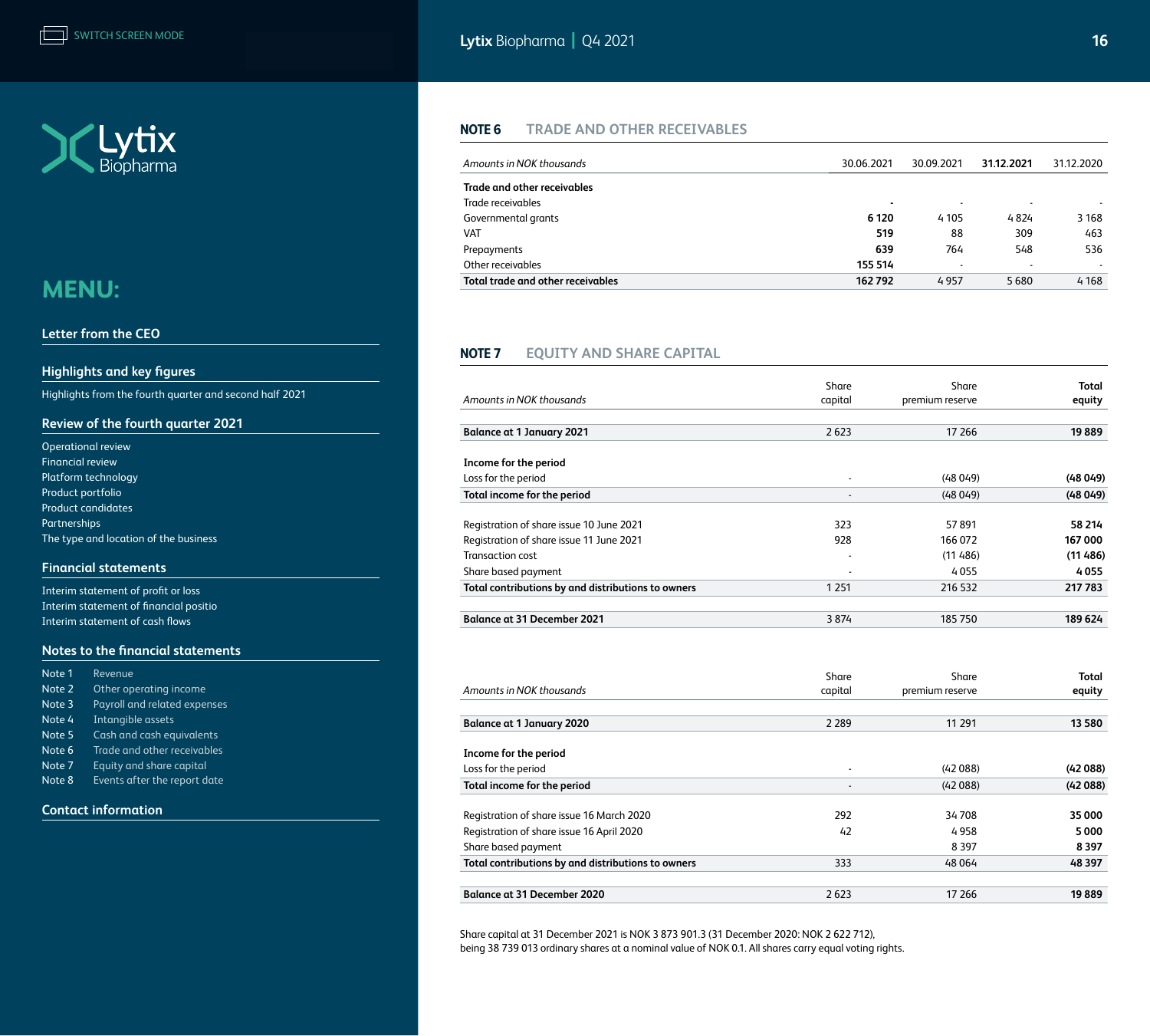## NOTE 6 TRADE AND OTHER RECEIVABLES

| *Amounts in NOK thousands* | 30.06.2021 | 30.09.2021 | 31.12.2021 | 31.12.2020 |
|---|---|---|---|---|
| **Trade and other receivables** | | | | |
| Trade receivables | **-** | - | - | - |
| Governmental grants | **6 120** | 4 105 | 4 824 | 3 168 |
| VAT | **519** | 88 | 309 | 463 |
| Prepayments | **639** | 764 | 548 | 536 |
| Other receivables | **155 514** | - | - | - |
| **Total trade and other receivables** | **162 792** | 4 957 | 5 680 | 4 168 |

## NOTE 7 EQUITY AND SHARE CAPITAL

| *Amounts in NOK thousands* | Share capital | Share premium reserve | **Total equity** |
|---|---|---|---|
| **Balance at 1 January 2021** | 2 623 | 17 266 | **19 889** |
| | | | |
| **Income for the period** | | | |
| Loss for the period | - | (48 049) | **(48 049)** |
| **Total income for the period** | - | (48 049) | **(48 049)** |
| | | | |
| Registration of share issue 10 June 2021 | 323 | 57 891 | **58 214** |
| Registration of share issue 11 June 2021 | 928 | 166 072 | **167 000** |
| Transaction cost | - | (11 486) | **(11 486)** |
| Share based payment | - | 4 055 | **4 055** |
| **Total contributions by and distributions to owners** | 1 251 | 216 532 | **217 783** |
| | | | |
| **Balance at 31 December 2021** | 3 874 | 185 750 | **189 624** |

| *Amounts in NOK thousands* | Share capital | Share premium reserve | **Total equity** |
|---|---|---|---|
| **Balance at 1 January 2020** | 2 289 | 11 291 | **13 580** |
| | | | |
| **Income for the period** | | | |
| Loss for the period | - | (42 088) | **(42 088)** |
| **Total income for the period** | - | (42 088) | **(42 088)** |
| | | | |
| Registration of share issue 16 March 2020 | 292 | 34 708 | **35 000** |
| Registration of share issue 16 April 2020 | 42 | 4 958 | **5 000** |
| Share based payment | | 8 397 | **8 397** |
| **Total contributions by and distributions to owners** | 333 | 48 064 | **48 397** |
| | | | |
| **Balance at 31 December 2020** | 2 623 | 17 266 | **19 889** |

Share capital at 31 December 2021 is NOK 3 873 901.3 (31 December 2020: NOK 2 622 712), being 38 739 013 ordinary shares at a nominal value of NOK 0.1. All shares carry equal voting rights.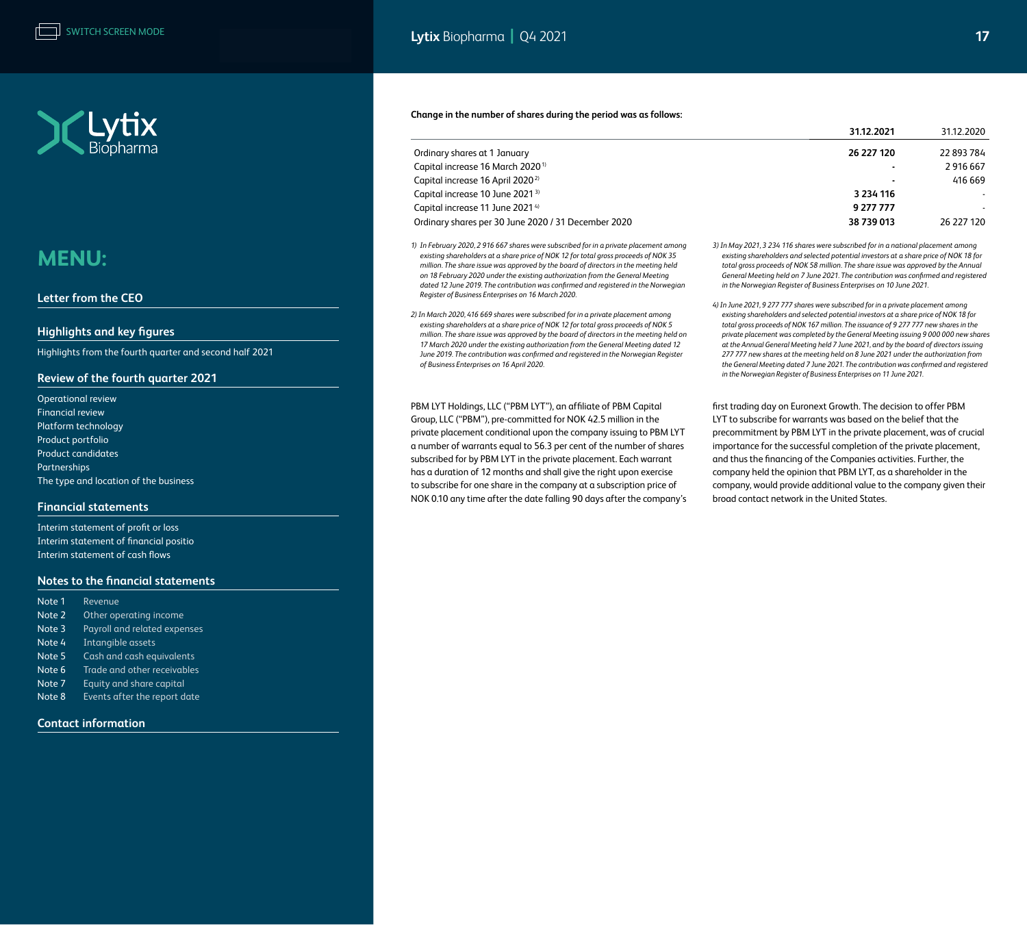**Change in the number of shares during the period was as follows:**

| | 31.12.2021 | 31.12.2020 |
|---|---|---|
| Ordinary shares at 1 January | **26 227 120** | 22 893 784 |
| Capital increase 16 March 2020 [1)] | **-** | 2 916 667 |
| Capital increase 16 April 2020 [2)] | **-** | 416 669 |
| Capital increase 10 June 2021 [3)] | **3 234 116** | - |
| Capital increase 11 June 2021 [4)] | **9 277 777** | - |
| Ordinary shares per 30 June 2020 / 31 December 2020 | **38 739 013** | 26 227 120 |

*1) In February 2020, 2 916 667 shares were subscribed for in a private placement among existing shareholders at a share price of NOK 12 for total gross proceeds of NOK 35 million. The share issue was approved by the board of directors in the meeting held on 18 February 2020 under the existing authorization from the General Meeting dated 12 June 2019. The contribution was confirmed and registered in the Norwegian Register of Business Enterprises on 16 March 2020.*

*2) In March 2020, 416 669 shares were subscribed for in a private placement among existing shareholders at a share price of NOK 12 for total gross proceeds of NOK 5 million. The share issue was approved by the board of directors in the meeting held on 17 March 2020 under the existing authorization from the General Meeting dated 12 June 2019. The contribution was confirmed and registered in the Norwegian Register of Business Enterprises on 16 April 2020.*

*3) In May 2021, 3 234 116 shares were subscribed for in a national placement among existing shareholders and selected potential investors at a share price of NOK 18 for total gross proceeds of NOK 58 million. The share issue was approved by the Annual General Meeting held on 7 June 2021. The contribution was confirmed and registered in the Norwegian Register of Business Enterprises on 10 June 2021.*

*4) In June 2021, 9 277 777 shares were subscribed for in a private placement among existing shareholders and selected potential investors at a share price of NOK 18 for total gross proceeds of NOK 167 million. The issuance of 9 277 777 new shares in the private placement was completed by the General Meeting issuing 9 000 000 new shares at the Annual General Meeting held 7 June 2021, and by the board of directors issuing 277 777 new shares at the meeting held on 8 June 2021 under the authorization from the General Meeting dated 7 June 2021. The contribution was confirmed and registered in the Norwegian Register of Business Enterprises on 11 June 2021.*

PBM LYT Holdings, LLC ("PBM LYT"), an affiliate of PBM Capital Group, LLC ("PBM"), pre-committed for NOK 42.5 million in the private placement conditional upon the company issuing to PBM LYT a number of warrants equal to 56.3 per cent of the number of shares subscribed for by PBM LYT in the private placement. Each warrant has a duration of 12 months and shall give the right upon exercise to subscribe for one share in the company at a subscription price of NOK 0.10 any time after the date falling 90 days after the company's first trading day on Euronext Growth. The decision to offer PBM LYT to subscribe for warrants was based on the belief that the precommitment by PBM LYT in the private placement, was of crucial importance for the successful completion of the private placement, and thus the financing of the Companies activities. Further, the company held the opinion that PBM LYT, as a shareholder in the company, would provide additional value to the company given their broad contact network in the United States.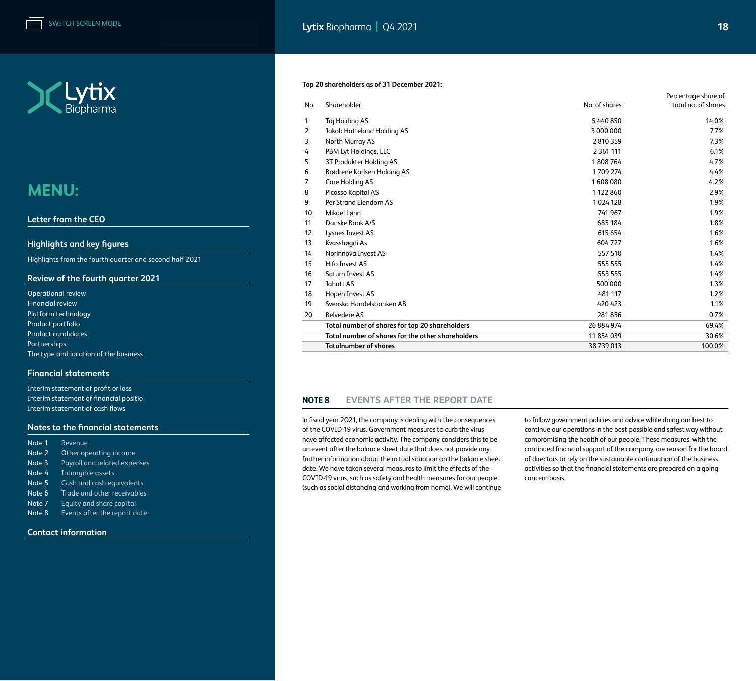**Top 20 shareholders as of 31 December 2021:**

| No. | Shareholder | No. of shares | Percentage share of total no. of shares |
|---|---|---|---|
| 1 | Taj Holding AS | 5 440 850 | 14.0% |
| 2 | Jakob Hatteland Holding AS | 3 000 000 | 7.7% |
| 3 | North Murray AS | 2 810 359 | 7.3% |
| 4 | PBM Lyt Holdings, LLC | 2 361 111 | 6.1% |
| 5 | 3T Produkter Holding AS | 1 808 764 | 4.7% |
| 6 | Brødrene Karlsen Holding AS | 1 709 274 | 4.4% |
| 7 | Care Holding AS | 1 608 080 | 4.2% |
| 8 | Picasso Kapital AS | 1 122 860 | 2.9% |
| 9 | Per Strand Eiendom AS | 1 024 128 | 1.9% |
| 10 | Mikael Lønn | 741 967 | 1.9% |
| 11 | Danske Bank A/S | 685 184 | 1.8% |
| 12 | Lysnes Invest AS | 615 654 | 1.6% |
| 13 | Kvasshøgdi As | 604 727 | 1.6% |
| 14 | Norinnova Invest AS | 557 510 | 1.4% |
| 15 | Hifo Invest AS | 555 555 | 1.4% |
| 16 | Saturn Invest AS | 555 555 | 1.4% |
| 17 | Jahatt AS | 500 000 | 1.3% |
| 18 | Hopen Invest AS | 481 117 | 1.2% |
| 19 | Svenska Handelsbanken AB | 420 423 | 1.1% |
| 20 | Belvedere AS | 281 856 | 0.7% |
| | **Total number of shares for top 20 shareholders** | 26 884 974 | 69.4% |
| | **Total number of shares for the other shareholders** | 11 854 039 | 30.6% |
| | **Totalnumber of shares** | 38 739 013 | 100.0% |

## NOTE 8 EVENTS AFTER THE REPORT DATE

In fiscal year 2021, the company is dealing with the consequences of the COVID-19 virus. Government measures to curb the virus have affected economic activity. The company considers this to be an event after the balance sheet date that does not provide any further information about the actual situation on the balance sheet date. We have taken several measures to limit the effects of the COVID-19 virus, such as safety and health measures for our people (such as social distancing and working from home). We will continue to follow government policies and advice while doing our best to continue our operations in the best possible and safest way without compromising the health of our people. These measures, with the continued financial support of the company, are reason for the board of directors to rely on the sustainable continuation of the business activities so that the financial statements are prepared on a going concern basis.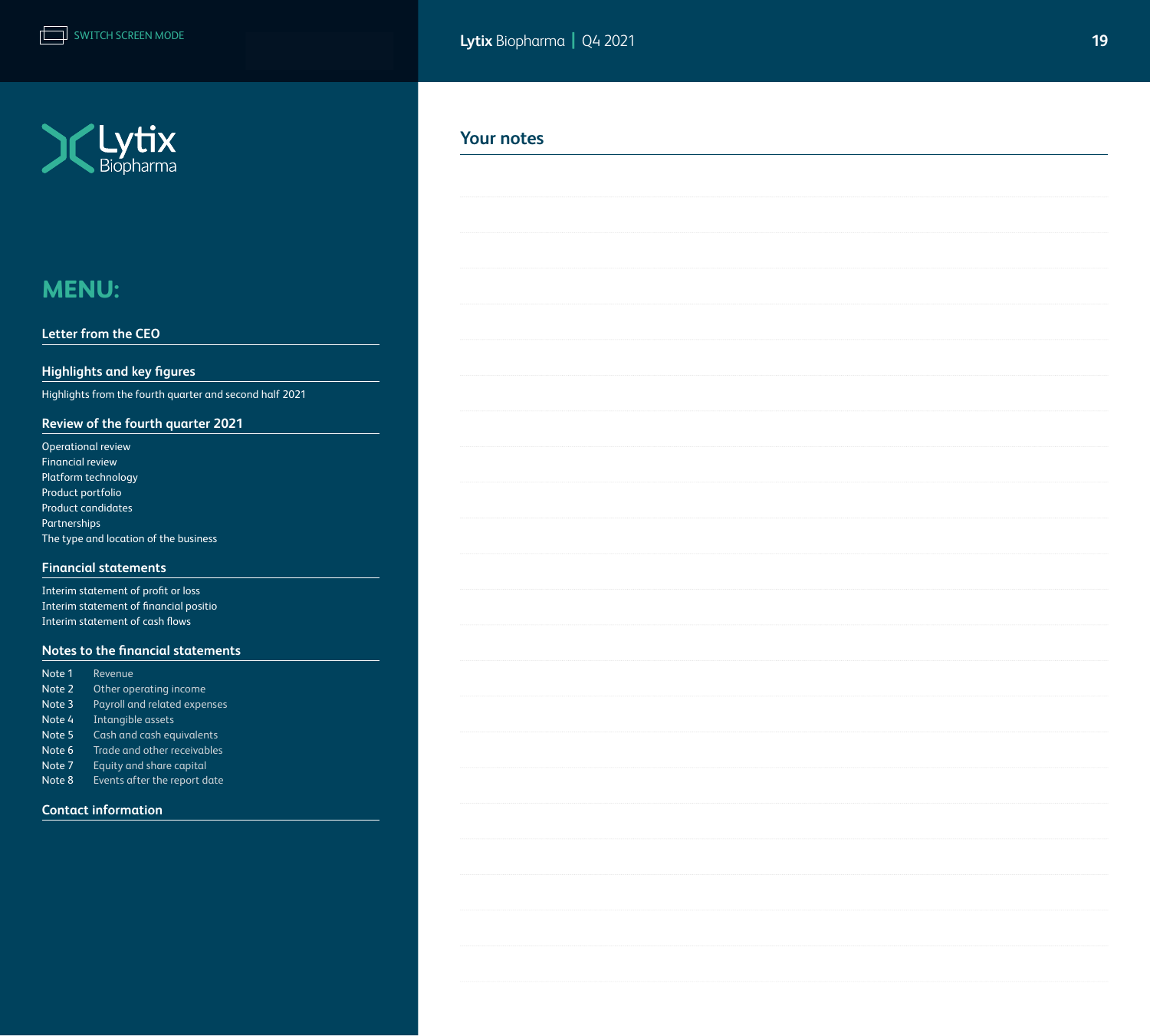SWITCH SCREEN MODE

Lytix Biopharma

## MENU:

### Letter from the CEO

### Highlights and key figures

Highlights from the fourth quarter and second half 2021

### Review of the fourth quarter 2021

Operational review
Financial review
Platform technology
Product portfolio
Product candidates
Partnerships
The type and location of the business

### Financial statements

Interim statement of profit or loss
Interim statement of financial positio
Interim statement of cash flows

### Notes to the financial statements

Note 1 Revenue
Note 2 Other operating income
Note 3 Payroll and related expenses
Note 4 Intangible assets
Note 5 Cash and cash equivalents
Note 6 Trade and other receivables
Note 7 Equity and share capital
Note 8 Events after the report date

### Contact information

## Your notes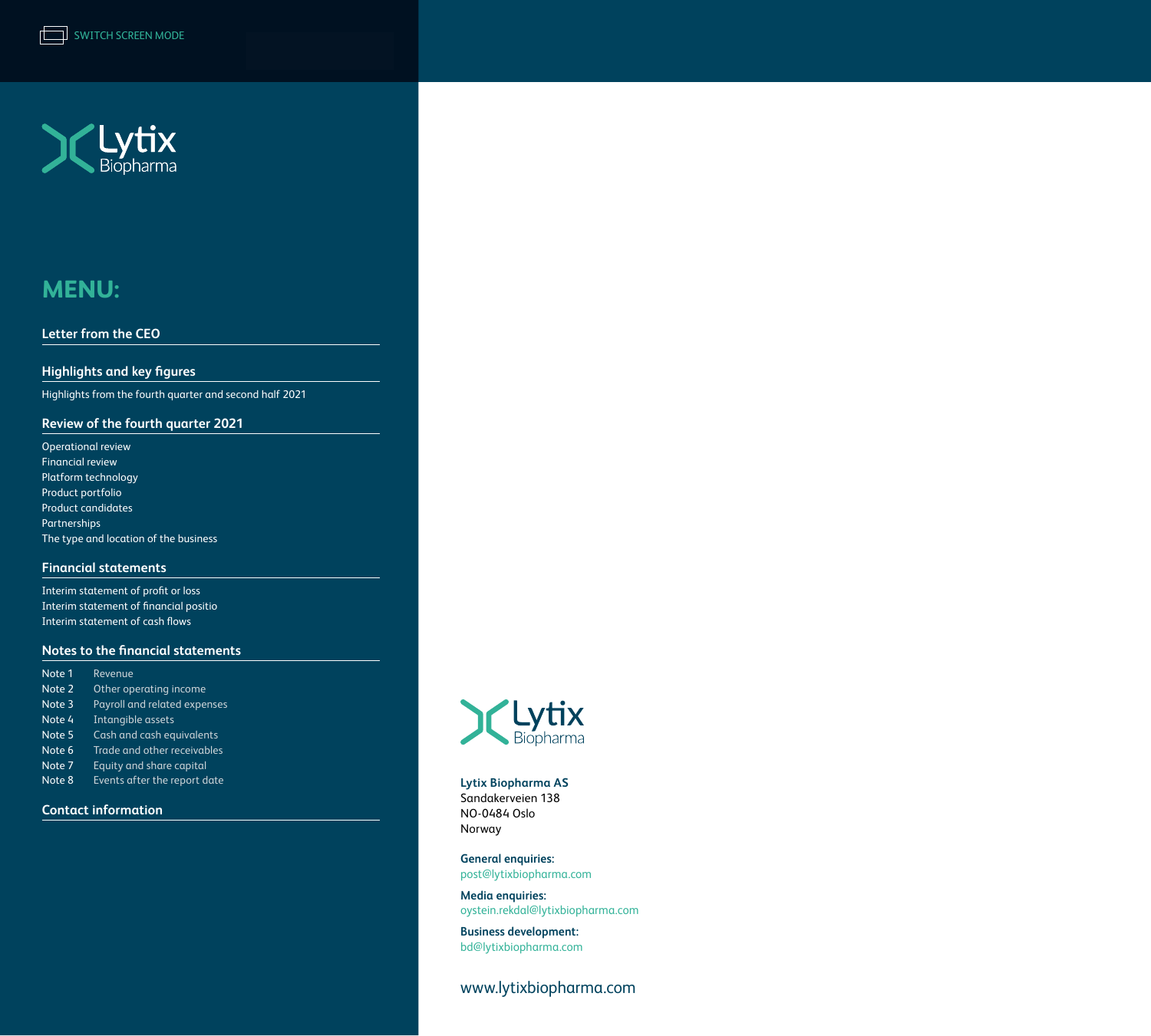SWITCH SCREEN MODE

Lytix Biopharma

# MENU:

## Letter from the CEO

## Highlights and key figures

Highlights from the fourth quarter and second half 2021

## Review of the fourth quarter 2021

Operational review
Financial review
Platform technology
Product portfolio
Product candidates
Partnerships
The type and location of the business

## Financial statements

Interim statement of profit or loss
Interim statement of financial positio
Interim statement of cash flows

## Notes to the financial statements

| | |
|---|---|
| Note 1 | Revenue |
| Note 2 | Other operating income |
| Note 3 | Payroll and related expenses |
| Note 4 | Intangible assets |
| Note 5 | Cash and cash equivalents |
| Note 6 | Trade and other receivables |
| Note 7 | Equity and share capital |
| Note 8 | Events after the report date |

## Contact information

Lytix Biopharma

**Lytix Biopharma AS**
Sandakerveien 138
NO-0484 Oslo
Norway

**General enquiries:**
post@lytixbiopharma.com

**Media enquiries:**
oystein.rekdal@lytixbiopharma.com

**Business development:**
bd@lytixbiopharma.com

www.lytixbiopharma.com